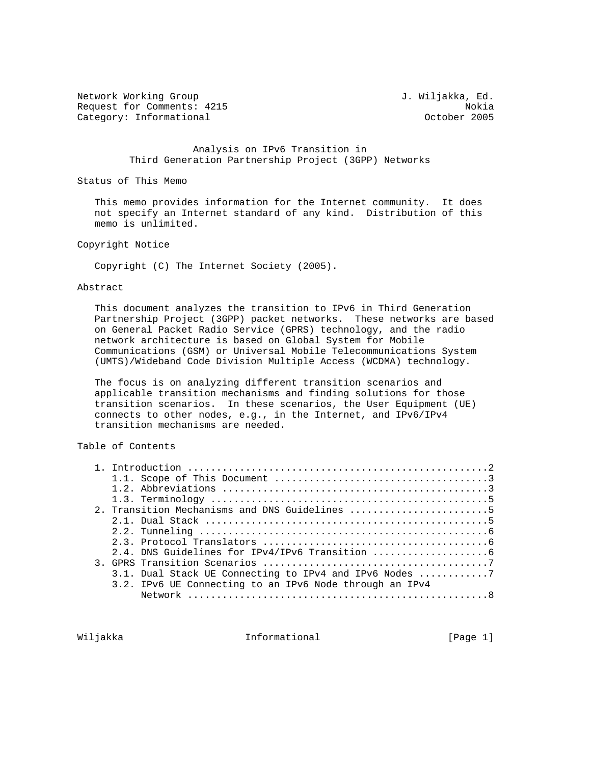Network Working Group J. Wiljakka, Ed.
Request for Comments: 4215 Nokia
Category: Informational October 2005

# Analysis on IPv6 Transition in Third Generation Partnership Project (3GPP) Networks

## Status of This Memo

This memo provides information for the Internet community. It does not specify an Internet standard of any kind. Distribution of this memo is unlimited.

## Copyright Notice

Copyright (C) The Internet Society (2005).

## Abstract

This document analyzes the transition to IPv6 in Third Generation Partnership Project (3GPP) packet networks. These networks are based on General Packet Radio Service (GPRS) technology, and the radio network architecture is based on Global System for Mobile Communications (GSM) or Universal Mobile Telecommunications System (UMTS)/Wideband Code Division Multiple Access (WCDMA) technology.

The focus is on analyzing different transition scenarios and applicable transition mechanisms and finding solutions for those transition scenarios. In these scenarios, the User Equipment (UE) connects to other nodes, e.g., in the Internet, and IPv6/IPv4 transition mechanisms are needed.

## Table of Contents

```
1. Introduction ....................................................2
   1.1. Scope of This Document .....................................3
   1.2. Abbreviations ..............................................3
   1.3. Terminology ................................................5
2. Transition Mechanisms and DNS Guidelines ........................5
   2.1. Dual Stack .................................................5
   2.2. Tunneling ..................................................6
   2.3. Protocol Translators .......................................6
   2.4. DNS Guidelines for IPv4/IPv6 Transition ....................6
3. GPRS Transition Scenarios .......................................7
   3.1. Dual Stack UE Connecting to IPv4 and IPv6 Nodes ............7
   3.2. IPv6 UE Connecting to an IPv6 Node through an IPv4
        Network ....................................................8
```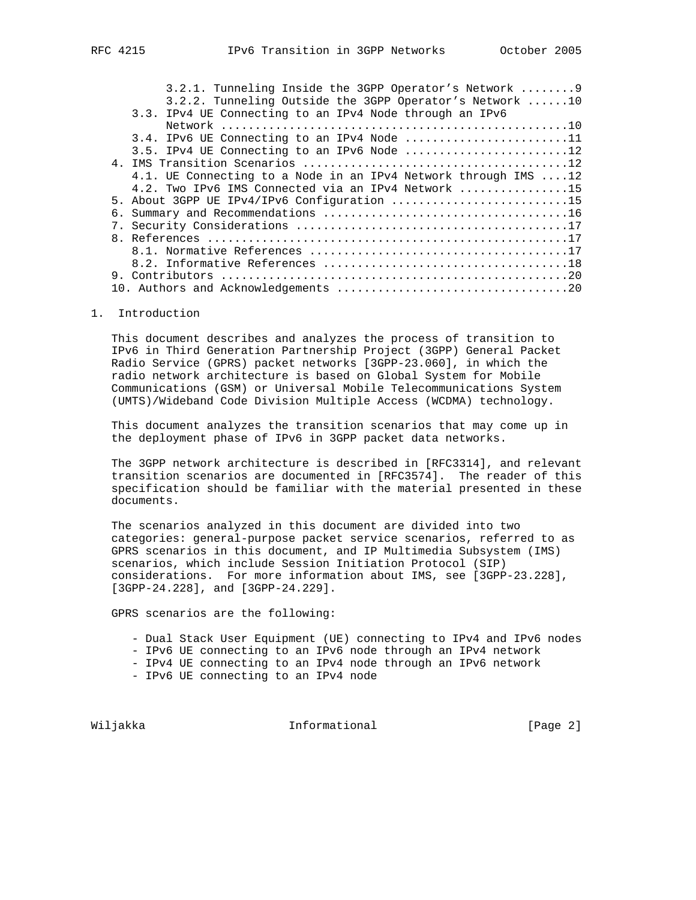3.2.1. Tunneling Inside the 3GPP Operator's Network ........9
      3.2.2. Tunneling Outside the 3GPP Operator's Network ......10
   3.3. IPv4 UE Connecting to an IPv4 Node through an IPv6
        Network ..................................................10
   3.4. IPv6 UE Connecting to an IPv4 Node .......................11
   3.5. IPv4 UE Connecting to an IPv6 Node .......................12
4. IMS Transition Scenarios ......................................12
   4.1. UE Connecting to a Node in an IPv4 Network through IMS ....12
   4.2. Two IPv6 IMS Connected via an IPv4 Network ...............15
5. About 3GPP UE IPv4/IPv6 Configuration .........................15
6. Summary and Recommendations ...................................16
7. Security Considerations .......................................17
8. References ....................................................17
   8.1. Normative References .....................................17
   8.2. Informative References ...................................18
9. Contributors ..................................................20
10. Authors and Acknowledgements .................................20

# 1. Introduction

This document describes and analyzes the process of transition to IPv6 in Third Generation Partnership Project (3GPP) General Packet Radio Service (GPRS) packet networks [3GPP-23.060], in which the radio network architecture is based on Global System for Mobile Communications (GSM) or Universal Mobile Telecommunications System (UMTS)/Wideband Code Division Multiple Access (WCDMA) technology.

This document analyzes the transition scenarios that may come up in the deployment phase of IPv6 in 3GPP packet data networks.

The 3GPP network architecture is described in [RFC3314], and relevant transition scenarios are documented in [RFC3574]. The reader of this specification should be familiar with the material presented in these documents.

The scenarios analyzed in this document are divided into two categories: general-purpose packet service scenarios, referred to as GPRS scenarios in this document, and IP Multimedia Subsystem (IMS) scenarios, which include Session Initiation Protocol (SIP) considerations. For more information about IMS, see [3GPP-23.228], [3GPP-24.228], and [3GPP-24.229].

GPRS scenarios are the following:

- Dual Stack User Equipment (UE) connecting to IPv4 and IPv6 nodes
- IPv6 UE connecting to an IPv6 node through an IPv4 network
- IPv4 UE connecting to an IPv4 node through an IPv6 network
- IPv6 UE connecting to an IPv4 node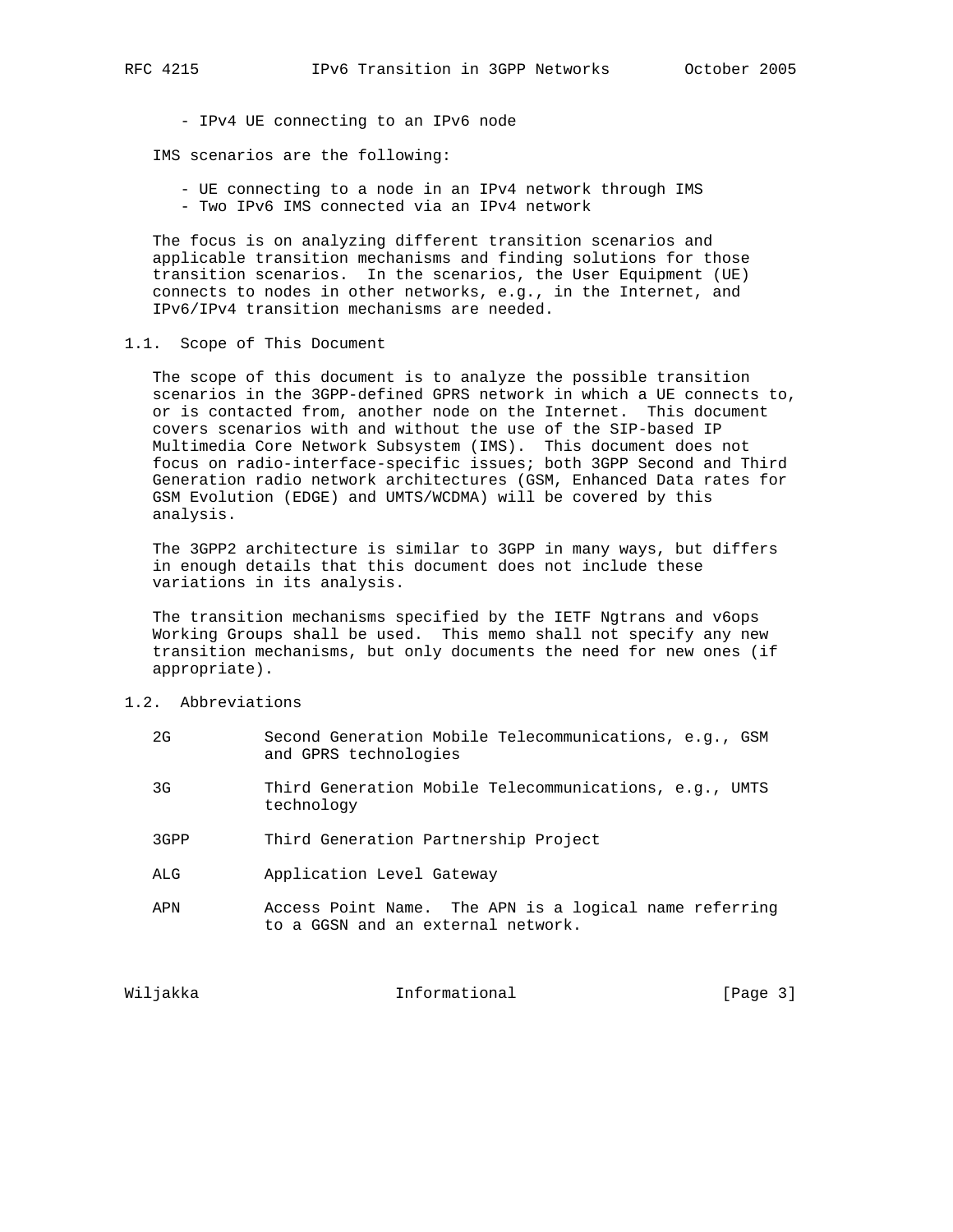- IPv4 UE connecting to an IPv6 node

IMS scenarios are the following:

- UE connecting to a node in an IPv4 network through IMS
- Two IPv6 IMS connected via an IPv4 network

The focus is on analyzing different transition scenarios and applicable transition mechanisms and finding solutions for those transition scenarios. In the scenarios, the User Equipment (UE) connects to nodes in other networks, e.g., in the Internet, and IPv6/IPv4 transition mechanisms are needed.

## 1.1. Scope of This Document

The scope of this document is to analyze the possible transition scenarios in the 3GPP-defined GPRS network in which a UE connects to, or is contacted from, another node on the Internet. This document covers scenarios with and without the use of the SIP-based IP Multimedia Core Network Subsystem (IMS). This document does not focus on radio-interface-specific issues; both 3GPP Second and Third Generation radio network architectures (GSM, Enhanced Data rates for GSM Evolution (EDGE) and UMTS/WCDMA) will be covered by this analysis.

The 3GPP2 architecture is similar to 3GPP in many ways, but differs in enough details that this document does not include these variations in its analysis.

The transition mechanisms specified by the IETF Ngtrans and v6ops Working Groups shall be used. This memo shall not specify any new transition mechanisms, but only documents the need for new ones (if appropriate).

## 1.2. Abbreviations

| | |
|---|---|
| 2G | Second Generation Mobile Telecommunications, e.g., GSM and GPRS technologies |
| 3G | Third Generation Mobile Telecommunications, e.g., UMTS technology |
| 3GPP | Third Generation Partnership Project |
| ALG | Application Level Gateway |
| APN | Access Point Name. The APN is a logical name referring to a GGSN and an external network. |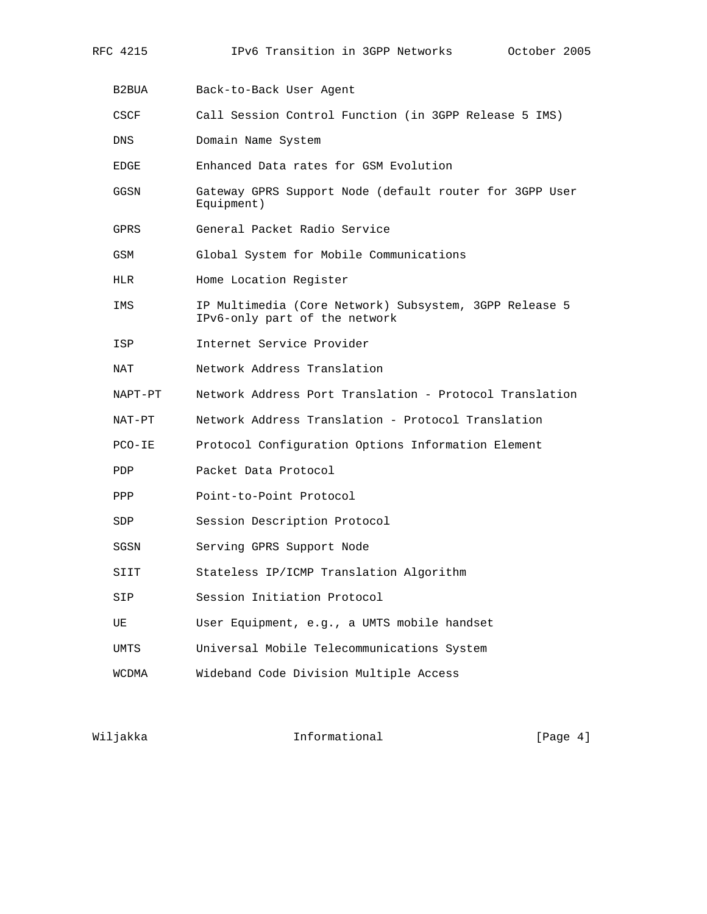| | |
|---|---|
| B2BUA | Back-to-Back User Agent |
| CSCF | Call Session Control Function (in 3GPP Release 5 IMS) |
| DNS | Domain Name System |
| EDGE | Enhanced Data rates for GSM Evolution |
| GGSN | Gateway GPRS Support Node (default router for 3GPP User Equipment) |
| GPRS | General Packet Radio Service |
| GSM | Global System for Mobile Communications |
| HLR | Home Location Register |
| IMS | IP Multimedia (Core Network) Subsystem, 3GPP Release 5 IPv6-only part of the network |
| ISP | Internet Service Provider |
| NAT | Network Address Translation |
| NAPT-PT | Network Address Port Translation - Protocol Translation |
| NAT-PT | Network Address Translation - Protocol Translation |
| PCO-IE | Protocol Configuration Options Information Element |
| PDP | Packet Data Protocol |
| PPP | Point-to-Point Protocol |
| SDP | Session Description Protocol |
| SGSN | Serving GPRS Support Node |
| SIIT | Stateless IP/ICMP Translation Algorithm |
| SIP | Session Initiation Protocol |
| UE | User Equipment, e.g., a UMTS mobile handset |
| UMTS | Universal Mobile Telecommunications System |
| WCDMA | Wideband Code Division Multiple Access |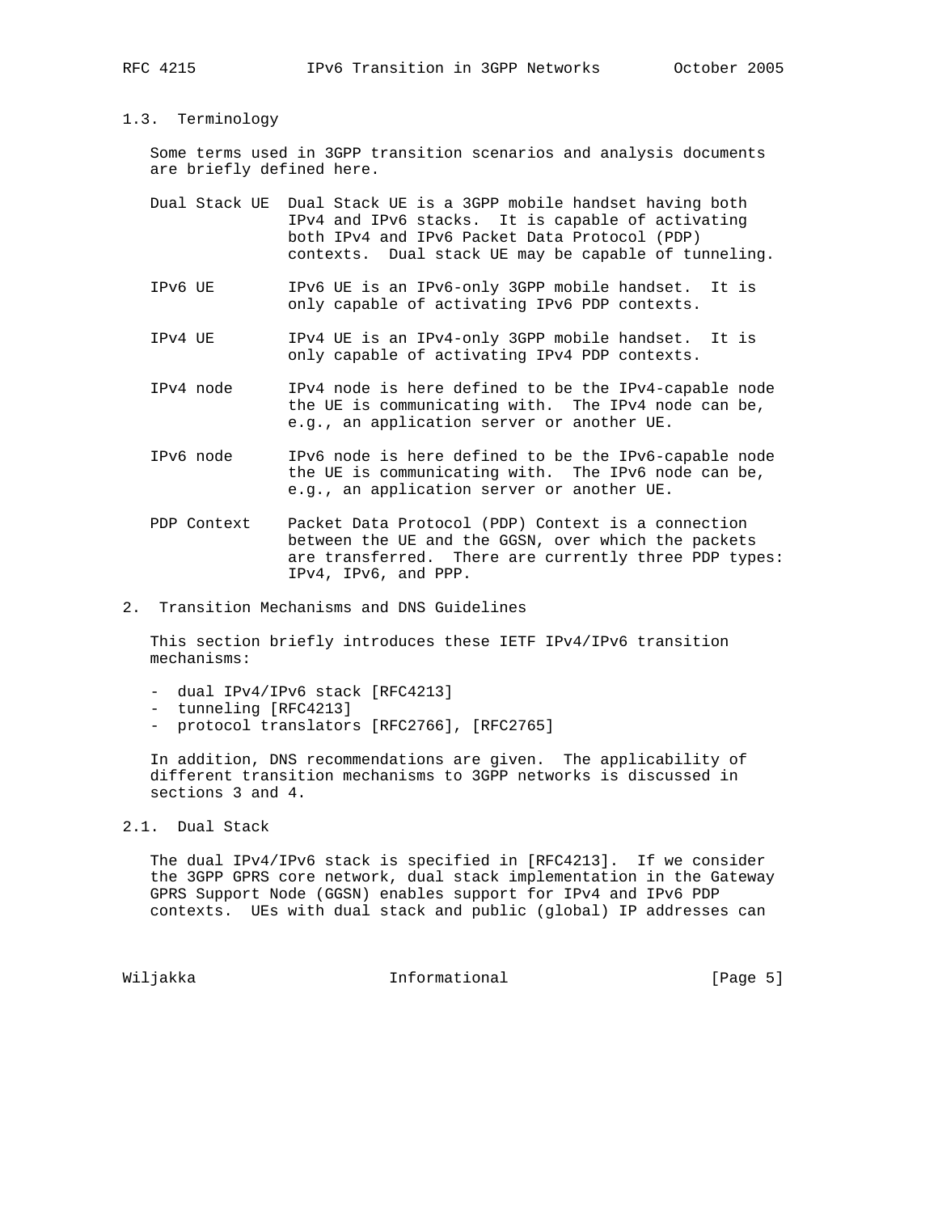### 1.3. Terminology

Some terms used in 3GPP transition scenarios and analysis documents are briefly defined here.

- **Dual Stack UE** — Dual Stack UE is a 3GPP mobile handset having both IPv4 and IPv6 stacks. It is capable of activating both IPv4 and IPv6 Packet Data Protocol (PDP) contexts. Dual stack UE may be capable of tunneling.
- **IPv6 UE** — IPv6 UE is an IPv6-only 3GPP mobile handset. It is only capable of activating IPv6 PDP contexts.
- **IPv4 UE** — IPv4 UE is an IPv4-only 3GPP mobile handset. It is only capable of activating IPv4 PDP contexts.
- **IPv4 node** — IPv4 node is here defined to be the IPv4-capable node the UE is communicating with. The IPv4 node can be, e.g., an application server or another UE.
- **IPv6 node** — IPv6 node is here defined to be the IPv6-capable node the UE is communicating with. The IPv6 node can be, e.g., an application server or another UE.
- **PDP Context** — Packet Data Protocol (PDP) Context is a connection between the UE and the GGSN, over which the packets are transferred. There are currently three PDP types: IPv4, IPv6, and PPP.

## 2. Transition Mechanisms and DNS Guidelines

This section briefly introduces these IETF IPv4/IPv6 transition mechanisms:

- dual IPv4/IPv6 stack [RFC4213]
- tunneling [RFC4213]
- protocol translators [RFC2766], [RFC2765]

In addition, DNS recommendations are given. The applicability of different transition mechanisms to 3GPP networks is discussed in sections 3 and 4.

### 2.1. Dual Stack

The dual IPv4/IPv6 stack is specified in [RFC4213]. If we consider the 3GPP GPRS core network, dual stack implementation in the Gateway GPRS Support Node (GGSN) enables support for IPv4 and IPv6 PDP contexts. UEs with dual stack and public (global) IP addresses can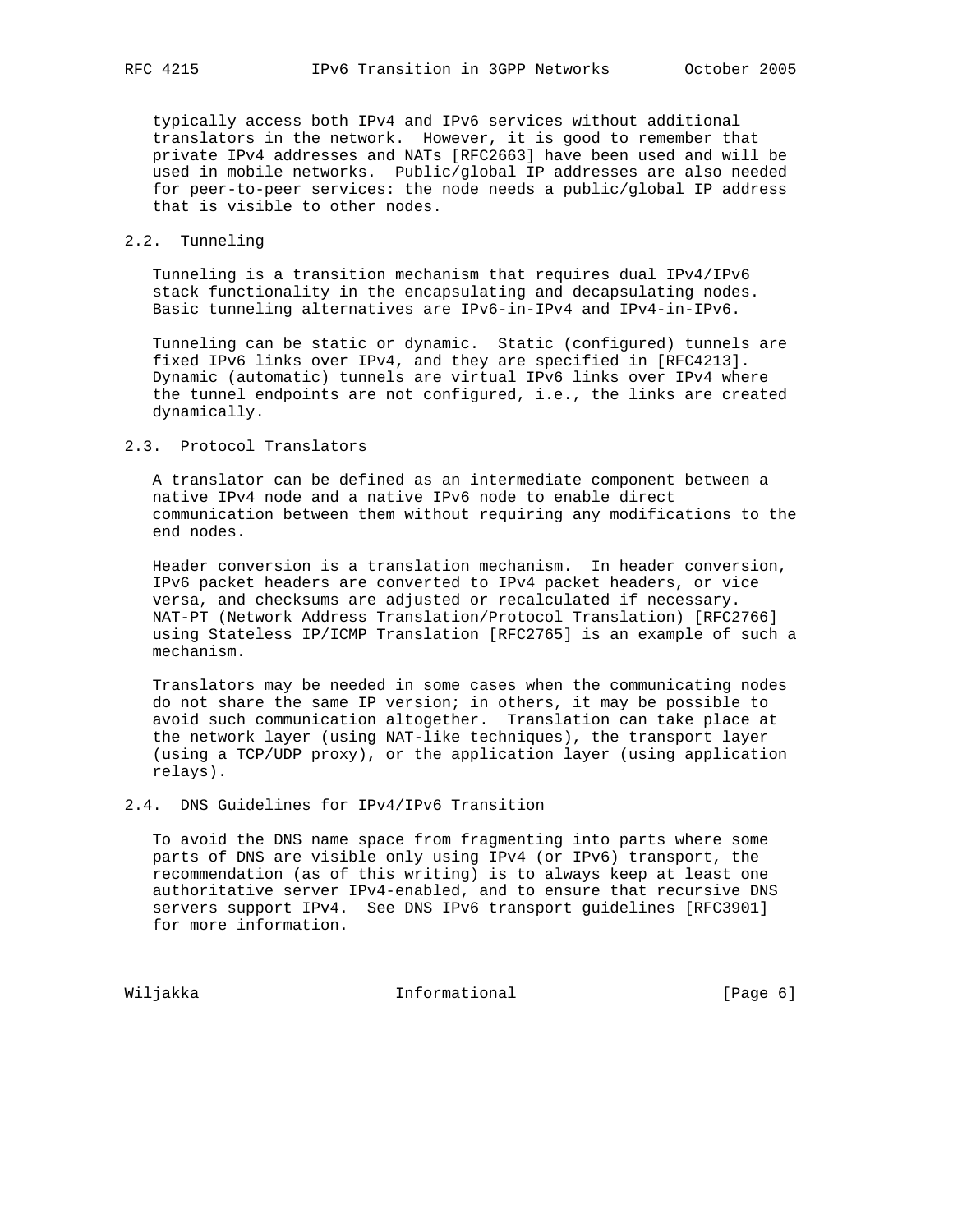typically access both IPv4 and IPv6 services without additional translators in the network. However, it is good to remember that private IPv4 addresses and NATs [RFC2663] have been used and will be used in mobile networks. Public/global IP addresses are also needed for peer-to-peer services: the node needs a public/global IP address that is visible to other nodes.

## 2.2. Tunneling

Tunneling is a transition mechanism that requires dual IPv4/IPv6 stack functionality in the encapsulating and decapsulating nodes. Basic tunneling alternatives are IPv6-in-IPv4 and IPv4-in-IPv6.

Tunneling can be static or dynamic. Static (configured) tunnels are fixed IPv6 links over IPv4, and they are specified in [RFC4213]. Dynamic (automatic) tunnels are virtual IPv6 links over IPv4 where the tunnel endpoints are not configured, i.e., the links are created dynamically.

## 2.3. Protocol Translators

A translator can be defined as an intermediate component between a native IPv4 node and a native IPv6 node to enable direct communication between them without requiring any modifications to the end nodes.

Header conversion is a translation mechanism. In header conversion, IPv6 packet headers are converted to IPv4 packet headers, or vice versa, and checksums are adjusted or recalculated if necessary. NAT-PT (Network Address Translation/Protocol Translation) [RFC2766] using Stateless IP/ICMP Translation [RFC2765] is an example of such a mechanism.

Translators may be needed in some cases when the communicating nodes do not share the same IP version; in others, it may be possible to avoid such communication altogether. Translation can take place at the network layer (using NAT-like techniques), the transport layer (using a TCP/UDP proxy), or the application layer (using application relays).

## 2.4. DNS Guidelines for IPv4/IPv6 Transition

To avoid the DNS name space from fragmenting into parts where some parts of DNS are visible only using IPv4 (or IPv6) transport, the recommendation (as of this writing) is to always keep at least one authoritative server IPv4-enabled, and to ensure that recursive DNS servers support IPv4. See DNS IPv6 transport guidelines [RFC3901] for more information.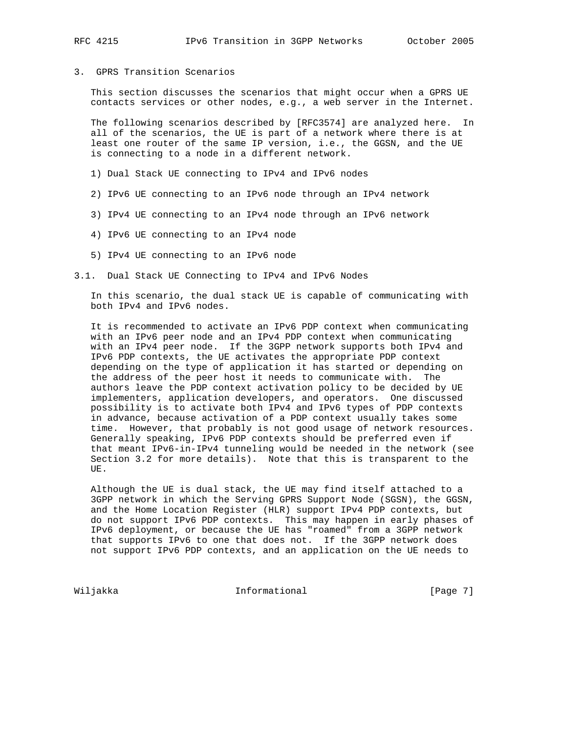## 3. GPRS Transition Scenarios

This section discusses the scenarios that might occur when a GPRS UE contacts services or other nodes, e.g., a web server in the Internet.

The following scenarios described by [RFC3574] are analyzed here. In all of the scenarios, the UE is part of a network where there is at least one router of the same IP version, i.e., the GGSN, and the UE is connecting to a node in a different network.

1) Dual Stack UE connecting to IPv4 and IPv6 nodes

2) IPv6 UE connecting to an IPv6 node through an IPv4 network

3) IPv4 UE connecting to an IPv4 node through an IPv6 network

4) IPv6 UE connecting to an IPv4 node

5) IPv4 UE connecting to an IPv6 node

### 3.1. Dual Stack UE Connecting to IPv4 and IPv6 Nodes

In this scenario, the dual stack UE is capable of communicating with both IPv4 and IPv6 nodes.

It is recommended to activate an IPv6 PDP context when communicating with an IPv6 peer node and an IPv4 PDP context when communicating with an IPv4 peer node. If the 3GPP network supports both IPv4 and IPv6 PDP contexts, the UE activates the appropriate PDP context depending on the type of application it has started or depending on the address of the peer host it needs to communicate with. The authors leave the PDP context activation policy to be decided by UE implementers, application developers, and operators. One discussed possibility is to activate both IPv4 and IPv6 types of PDP contexts in advance, because activation of a PDP context usually takes some time. However, that probably is not good usage of network resources. Generally speaking, IPv6 PDP contexts should be preferred even if that meant IPv6-in-IPv4 tunneling would be needed in the network (see Section 3.2 for more details). Note that this is transparent to the UE.

Although the UE is dual stack, the UE may find itself attached to a 3GPP network in which the Serving GPRS Support Node (SGSN), the GGSN, and the Home Location Register (HLR) support IPv4 PDP contexts, but do not support IPv6 PDP contexts. This may happen in early phases of IPv6 deployment, or because the UE has "roamed" from a 3GPP network that supports IPv6 to one that does not. If the 3GPP network does not support IPv6 PDP contexts, and an application on the UE needs to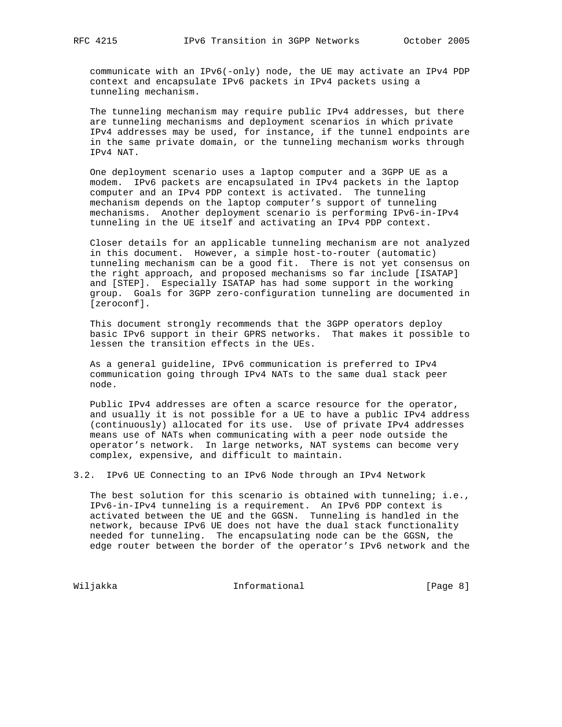communicate with an IPv6(-only) node, the UE may activate an IPv4 PDP context and encapsulate IPv6 packets in IPv4 packets using a tunneling mechanism.

The tunneling mechanism may require public IPv4 addresses, but there are tunneling mechanisms and deployment scenarios in which private IPv4 addresses may be used, for instance, if the tunnel endpoints are in the same private domain, or the tunneling mechanism works through IPv4 NAT.

One deployment scenario uses a laptop computer and a 3GPP UE as a modem. IPv6 packets are encapsulated in IPv4 packets in the laptop computer and an IPv4 PDP context is activated. The tunneling mechanism depends on the laptop computer's support of tunneling mechanisms. Another deployment scenario is performing IPv6-in-IPv4 tunneling in the UE itself and activating an IPv4 PDP context.

Closer details for an applicable tunneling mechanism are not analyzed in this document. However, a simple host-to-router (automatic) tunneling mechanism can be a good fit. There is not yet consensus on the right approach, and proposed mechanisms so far include [ISATAP] and [STEP]. Especially ISATAP has had some support in the working group. Goals for 3GPP zero-configuration tunneling are documented in [zeroconf].

This document strongly recommends that the 3GPP operators deploy basic IPv6 support in their GPRS networks. That makes it possible to lessen the transition effects in the UEs.

As a general guideline, IPv6 communication is preferred to IPv4 communication going through IPv4 NATs to the same dual stack peer node.

Public IPv4 addresses are often a scarce resource for the operator, and usually it is not possible for a UE to have a public IPv4 address (continuously) allocated for its use. Use of private IPv4 addresses means use of NATs when communicating with a peer node outside the operator's network. In large networks, NAT systems can become very complex, expensive, and difficult to maintain.

### 3.2. IPv6 UE Connecting to an IPv6 Node through an IPv4 Network

The best solution for this scenario is obtained with tunneling; i.e., IPv6-in-IPv4 tunneling is a requirement. An IPv6 PDP context is activated between the UE and the GGSN. Tunneling is handled in the network, because IPv6 UE does not have the dual stack functionality needed for tunneling. The encapsulating node can be the GGSN, the edge router between the border of the operator's IPv6 network and the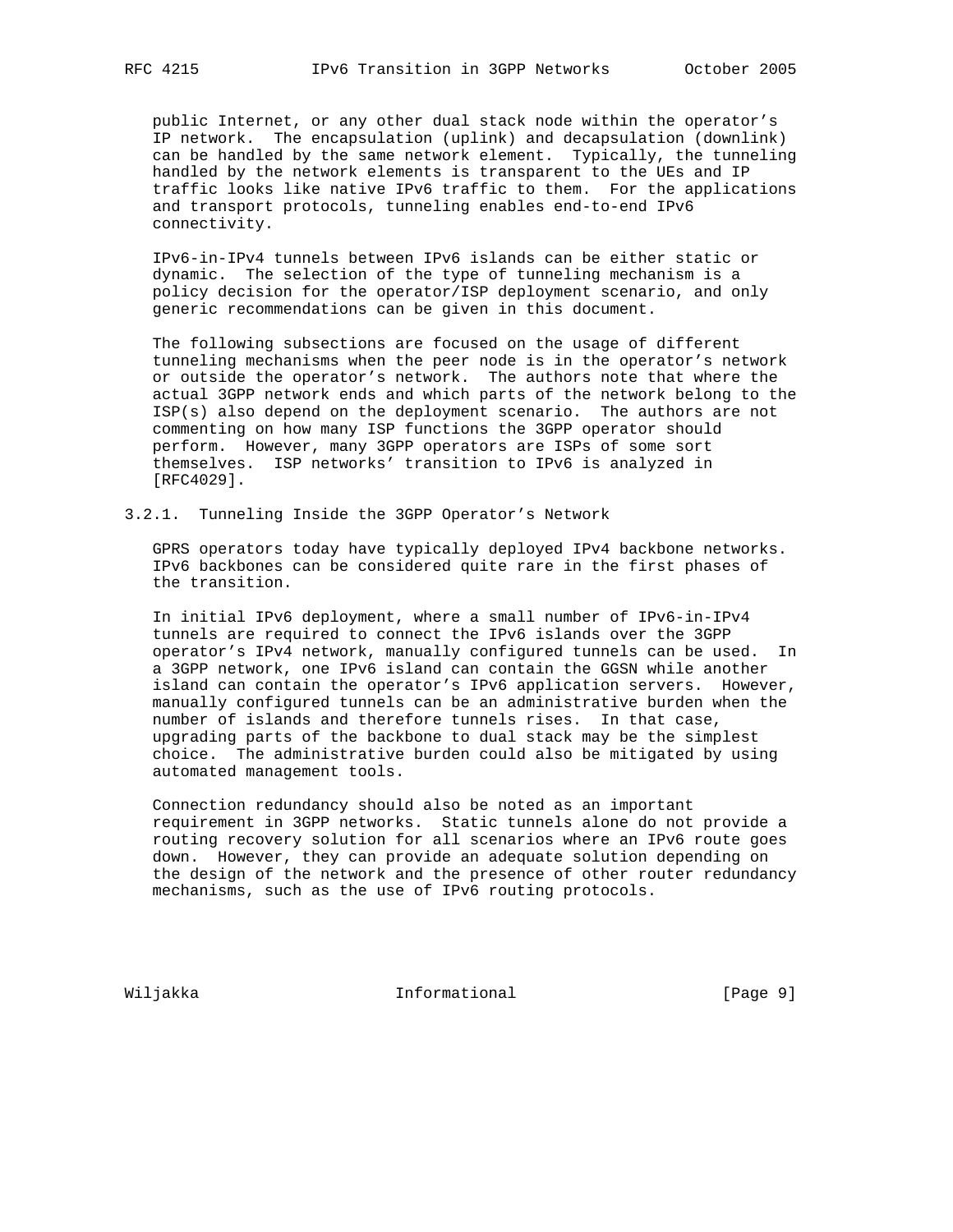public Internet, or any other dual stack node within the operator's IP network. The encapsulation (uplink) and decapsulation (downlink) can be handled by the same network element. Typically, the tunneling handled by the network elements is transparent to the UEs and IP traffic looks like native IPv6 traffic to them. For the applications and transport protocols, tunneling enables end-to-end IPv6 connectivity.

IPv6-in-IPv4 tunnels between IPv6 islands can be either static or dynamic. The selection of the type of tunneling mechanism is a policy decision for the operator/ISP deployment scenario, and only generic recommendations can be given in this document.

The following subsections are focused on the usage of different tunneling mechanisms when the peer node is in the operator's network or outside the operator's network. The authors note that where the actual 3GPP network ends and which parts of the network belong to the ISP(s) also depend on the deployment scenario. The authors are not commenting on how many ISP functions the 3GPP operator should perform. However, many 3GPP operators are ISPs of some sort themselves. ISP networks' transition to IPv6 is analyzed in [RFC4029].

### 3.2.1. Tunneling Inside the 3GPP Operator's Network

GPRS operators today have typically deployed IPv4 backbone networks. IPv6 backbones can be considered quite rare in the first phases of the transition.

In initial IPv6 deployment, where a small number of IPv6-in-IPv4 tunnels are required to connect the IPv6 islands over the 3GPP operator's IPv4 network, manually configured tunnels can be used. In a 3GPP network, one IPv6 island can contain the GGSN while another island can contain the operator's IPv6 application servers. However, manually configured tunnels can be an administrative burden when the number of islands and therefore tunnels rises. In that case, upgrading parts of the backbone to dual stack may be the simplest choice. The administrative burden could also be mitigated by using automated management tools.

Connection redundancy should also be noted as an important requirement in 3GPP networks. Static tunnels alone do not provide a routing recovery solution for all scenarios where an IPv6 route goes down. However, they can provide an adequate solution depending on the design of the network and the presence of other router redundancy mechanisms, such as the use of IPv6 routing protocols.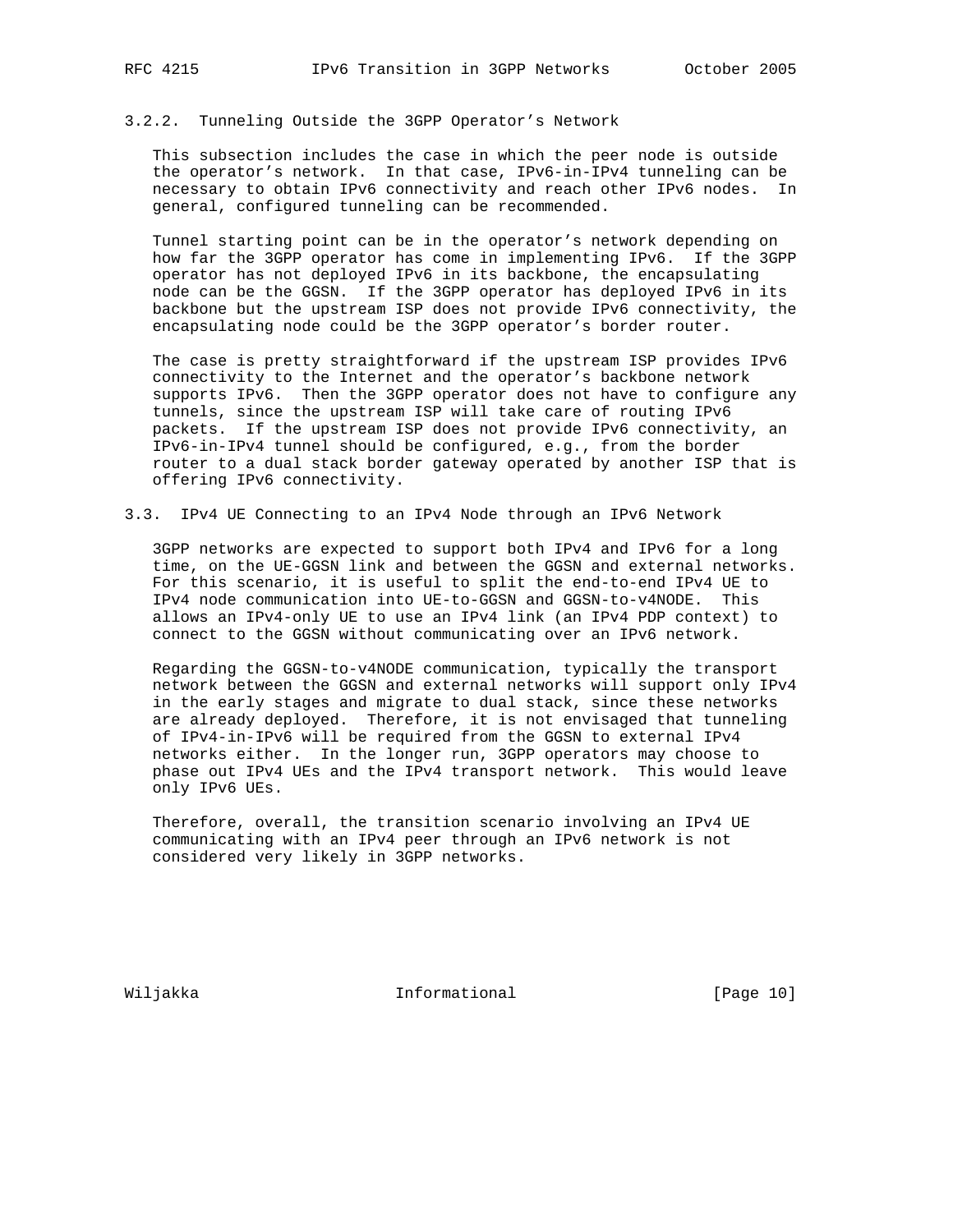### 3.2.2. Tunneling Outside the 3GPP Operator's Network

This subsection includes the case in which the peer node is outside the operator's network. In that case, IPv6-in-IPv4 tunneling can be necessary to obtain IPv6 connectivity and reach other IPv6 nodes. In general, configured tunneling can be recommended.

Tunnel starting point can be in the operator's network depending on how far the 3GPP operator has come in implementing IPv6. If the 3GPP operator has not deployed IPv6 in its backbone, the encapsulating node can be the GGSN. If the 3GPP operator has deployed IPv6 in its backbone but the upstream ISP does not provide IPv6 connectivity, the encapsulating node could be the 3GPP operator's border router.

The case is pretty straightforward if the upstream ISP provides IPv6 connectivity to the Internet and the operator's backbone network supports IPv6. Then the 3GPP operator does not have to configure any tunnels, since the upstream ISP will take care of routing IPv6 packets. If the upstream ISP does not provide IPv6 connectivity, an IPv6-in-IPv4 tunnel should be configured, e.g., from the border router to a dual stack border gateway operated by another ISP that is offering IPv6 connectivity.

## 3.3. IPv4 UE Connecting to an IPv4 Node through an IPv6 Network

3GPP networks are expected to support both IPv4 and IPv6 for a long time, on the UE-GGSN link and between the GGSN and external networks. For this scenario, it is useful to split the end-to-end IPv4 UE to IPv4 node communication into UE-to-GGSN and GGSN-to-v4NODE. This allows an IPv4-only UE to use an IPv4 link (an IPv4 PDP context) to connect to the GGSN without communicating over an IPv6 network.

Regarding the GGSN-to-v4NODE communication, typically the transport network between the GGSN and external networks will support only IPv4 in the early stages and migrate to dual stack, since these networks are already deployed. Therefore, it is not envisaged that tunneling of IPv4-in-IPv6 will be required from the GGSN to external IPv4 networks either. In the longer run, 3GPP operators may choose to phase out IPv4 UEs and the IPv4 transport network. This would leave only IPv6 UEs.

Therefore, overall, the transition scenario involving an IPv4 UE communicating with an IPv4 peer through an IPv6 network is not considered very likely in 3GPP networks.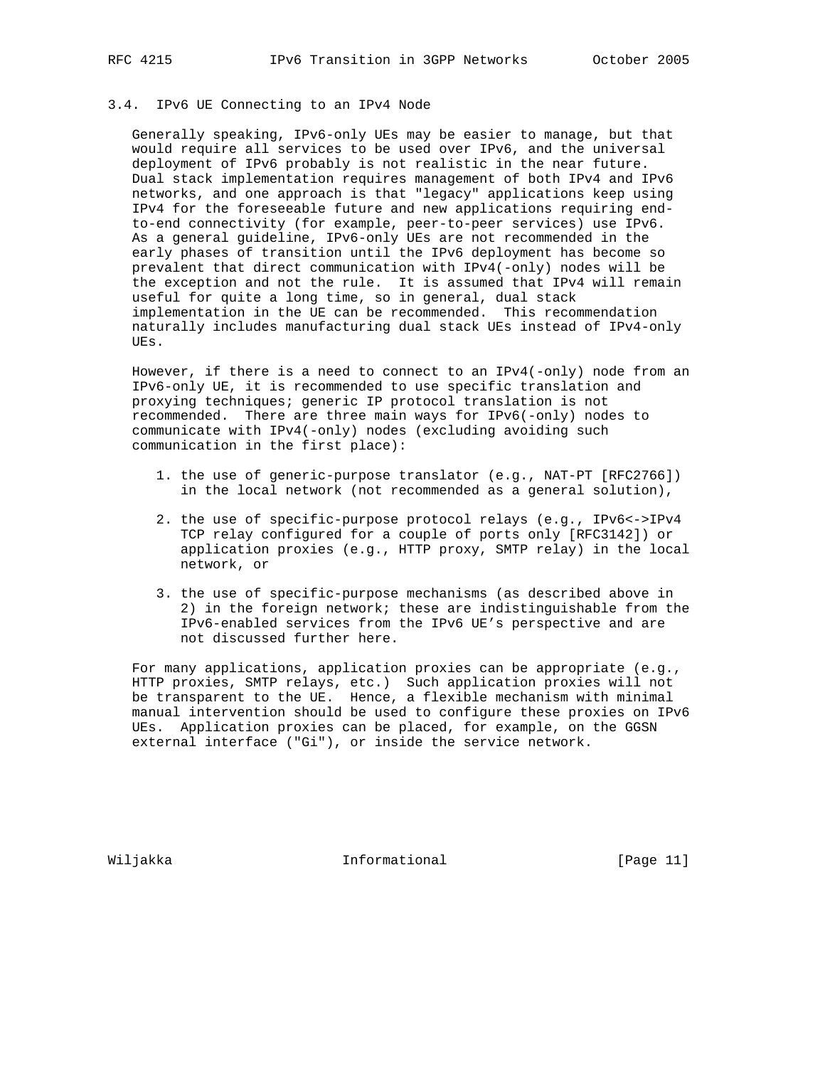### 3.4. IPv6 UE Connecting to an IPv4 Node

Generally speaking, IPv6-only UEs may be easier to manage, but that would require all services to be used over IPv6, and the universal deployment of IPv6 probably is not realistic in the near future. Dual stack implementation requires management of both IPv4 and IPv6 networks, and one approach is that "legacy" applications keep using IPv4 for the foreseeable future and new applications requiring end-to-end connectivity (for example, peer-to-peer services) use IPv6. As a general guideline, IPv6-only UEs are not recommended in the early phases of transition until the IPv6 deployment has become so prevalent that direct communication with IPv4(-only) nodes will be the exception and not the rule. It is assumed that IPv4 will remain useful for quite a long time, so in general, dual stack implementation in the UE can be recommended. This recommendation naturally includes manufacturing dual stack UEs instead of IPv4-only UEs.

However, if there is a need to connect to an IPv4(-only) node from an IPv6-only UE, it is recommended to use specific translation and proxying techniques; generic IP protocol translation is not recommended. There are three main ways for IPv6(-only) nodes to communicate with IPv4(-only) nodes (excluding avoiding such communication in the first place):

1. the use of generic-purpose translator (e.g., NAT-PT [RFC2766]) in the local network (not recommended as a general solution),

2. the use of specific-purpose protocol relays (e.g., IPv6<->IPv4 TCP relay configured for a couple of ports only [RFC3142]) or application proxies (e.g., HTTP proxy, SMTP relay) in the local network, or

3. the use of specific-purpose mechanisms (as described above in 2) in the foreign network; these are indistinguishable from the IPv6-enabled services from the IPv6 UE's perspective and are not discussed further here.

For many applications, application proxies can be appropriate (e.g., HTTP proxies, SMTP relays, etc.) Such application proxies will not be transparent to the UE. Hence, a flexible mechanism with minimal manual intervention should be used to configure these proxies on IPv6 UEs. Application proxies can be placed, for example, on the GGSN external interface ("Gi"), or inside the service network.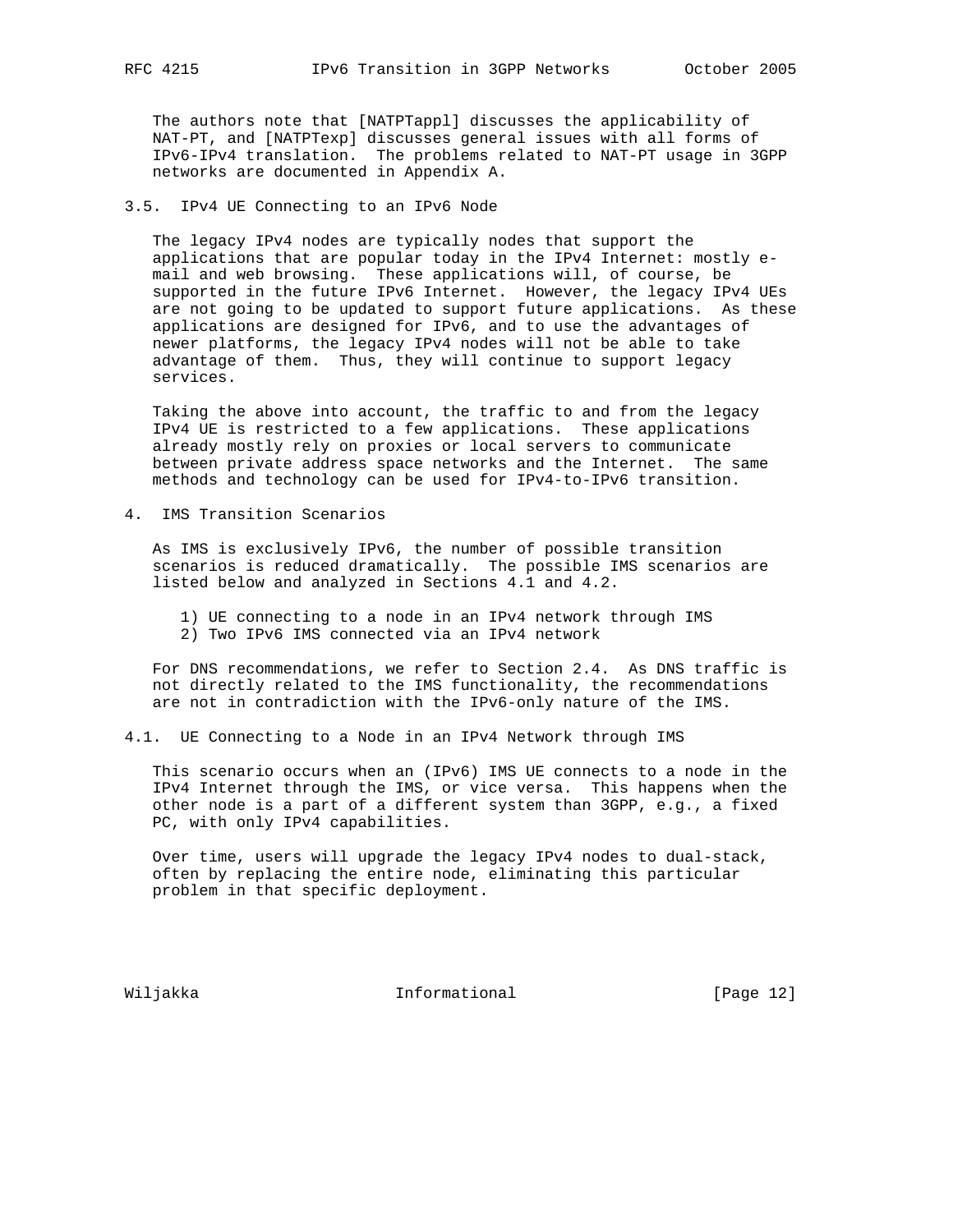The authors note that [NATPTappl] discusses the applicability of NAT-PT, and [NATPTexp] discusses general issues with all forms of IPv6-IPv4 translation. The problems related to NAT-PT usage in 3GPP networks are documented in Appendix A.

### 3.5. IPv4 UE Connecting to an IPv6 Node

The legacy IPv4 nodes are typically nodes that support the applications that are popular today in the IPv4 Internet: mostly e-mail and web browsing. These applications will, of course, be supported in the future IPv6 Internet. However, the legacy IPv4 UEs are not going to be updated to support future applications. As these applications are designed for IPv6, and to use the advantages of newer platforms, the legacy IPv4 nodes will not be able to take advantage of them. Thus, they will continue to support legacy services.

Taking the above into account, the traffic to and from the legacy IPv4 UE is restricted to a few applications. These applications already mostly rely on proxies or local servers to communicate between private address space networks and the Internet. The same methods and technology can be used for IPv4-to-IPv6 transition.

## 4. IMS Transition Scenarios

As IMS is exclusively IPv6, the number of possible transition scenarios is reduced dramatically. The possible IMS scenarios are listed below and analyzed in Sections 4.1 and 4.2.

1) UE connecting to a node in an IPv4 network through IMS
2) Two IPv6 IMS connected via an IPv4 network

For DNS recommendations, we refer to Section 2.4. As DNS traffic is not directly related to the IMS functionality, the recommendations are not in contradiction with the IPv6-only nature of the IMS.

### 4.1. UE Connecting to a Node in an IPv4 Network through IMS

This scenario occurs when an (IPv6) IMS UE connects to a node in the IPv4 Internet through the IMS, or vice versa. This happens when the other node is a part of a different system than 3GPP, e.g., a fixed PC, with only IPv4 capabilities.

Over time, users will upgrade the legacy IPv4 nodes to dual-stack, often by replacing the entire node, eliminating this particular problem in that specific deployment.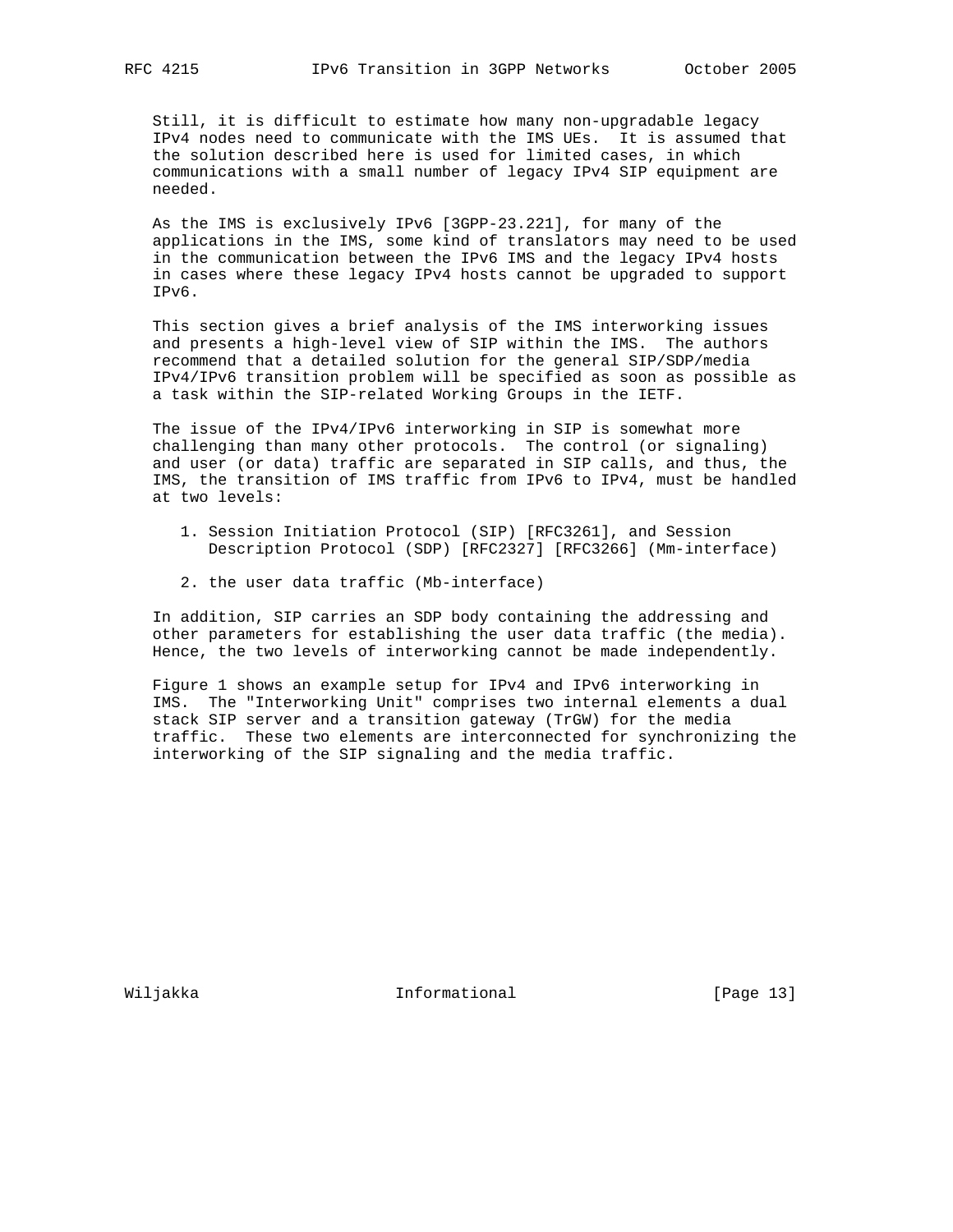Still, it is difficult to estimate how many non-upgradable legacy IPv4 nodes need to communicate with the IMS UEs. It is assumed that the solution described here is used for limited cases, in which communications with a small number of legacy IPv4 SIP equipment are needed.

As the IMS is exclusively IPv6 [3GPP-23.221], for many of the applications in the IMS, some kind of translators may need to be used in the communication between the IPv6 IMS and the legacy IPv4 hosts in cases where these legacy IPv4 hosts cannot be upgraded to support IPv6.

This section gives a brief analysis of the IMS interworking issues and presents a high-level view of SIP within the IMS. The authors recommend that a detailed solution for the general SIP/SDP/media IPv4/IPv6 transition problem will be specified as soon as possible as a task within the SIP-related Working Groups in the IETF.

The issue of the IPv4/IPv6 interworking in SIP is somewhat more challenging than many other protocols. The control (or signaling) and user (or data) traffic are separated in SIP calls, and thus, the IMS, the transition of IMS traffic from IPv6 to IPv4, must be handled at two levels:

1. Session Initiation Protocol (SIP) [RFC3261], and Session Description Protocol (SDP) [RFC2327] [RFC3266] (Mm-interface)

2. the user data traffic (Mb-interface)

In addition, SIP carries an SDP body containing the addressing and other parameters for establishing the user data traffic (the media). Hence, the two levels of interworking cannot be made independently.

Figure 1 shows an example setup for IPv4 and IPv6 interworking in IMS. The "Interworking Unit" comprises two internal elements a dual stack SIP server and a transition gateway (TrGW) for the media traffic. These two elements are interconnected for synchronizing the interworking of the SIP signaling and the media traffic.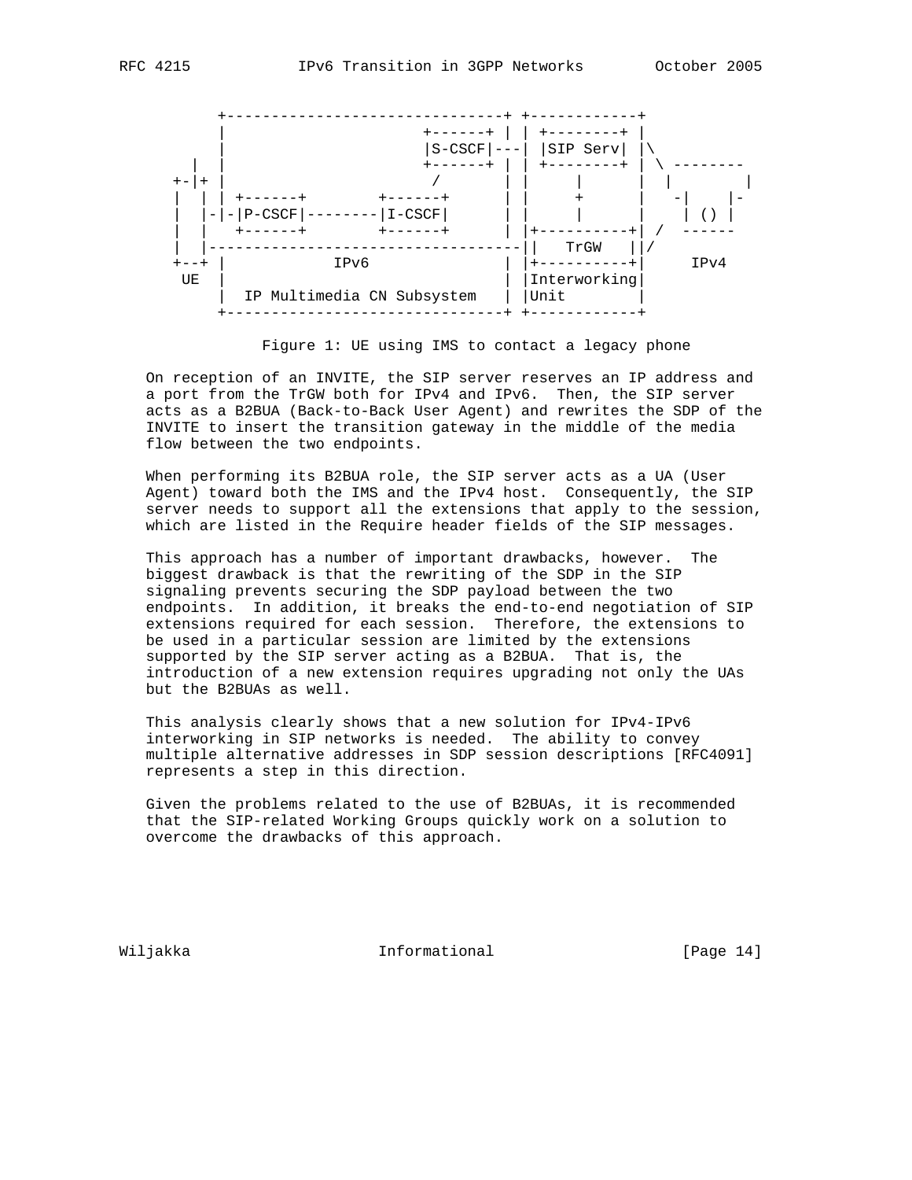```
        +-------------------------------+ +------------+
        |                     +------+ | | +--------+ |
        |                     |S-CSCF|---| |SIP Serv| |\
     |  |                     +------+ | | +--------+ | \ --------
   +-|+ |                     /        | |     |      |  |        |
   |  | | +------+        +------+     | |     +      |  -|     |-
   |  |-|-|P-CSCF|--------|I-CSCF|     | |     |      |   | () |
   |  |   +------+        +------+     | |+----------+| /  ------
   |  |-----------------------------------||   TrGW   ||/
   +--+ |            IPv6               | |+----------+|     IPv4
    UE  |                               | |Interworking|
        |  IP Multimedia CN Subsystem   | |Unit        |
        +-------------------------------+ +------------+
```

Figure 1: UE using IMS to contact a legacy phone

On reception of an INVITE, the SIP server reserves an IP address and a port from the TrGW both for IPv4 and IPv6. Then, the SIP server acts as a B2BUA (Back-to-Back User Agent) and rewrites the SDP of the INVITE to insert the transition gateway in the middle of the media flow between the two endpoints.

When performing its B2BUA role, the SIP server acts as a UA (User Agent) toward both the IMS and the IPv4 host. Consequently, the SIP server needs to support all the extensions that apply to the session, which are listed in the Require header fields of the SIP messages.

This approach has a number of important drawbacks, however. The biggest drawback is that the rewriting of the SDP in the SIP signaling prevents securing the SDP payload between the two endpoints. In addition, it breaks the end-to-end negotiation of SIP extensions required for each session. Therefore, the extensions to be used in a particular session are limited by the extensions supported by the SIP server acting as a B2BUA. That is, the introduction of a new extension requires upgrading not only the UAs but the B2BUAs as well.

This analysis clearly shows that a new solution for IPv4-IPv6 interworking in SIP networks is needed. The ability to convey multiple alternative addresses in SDP session descriptions [RFC4091] represents a step in this direction.

Given the problems related to the use of B2BUAs, it is recommended that the SIP-related Working Groups quickly work on a solution to overcome the drawbacks of this approach.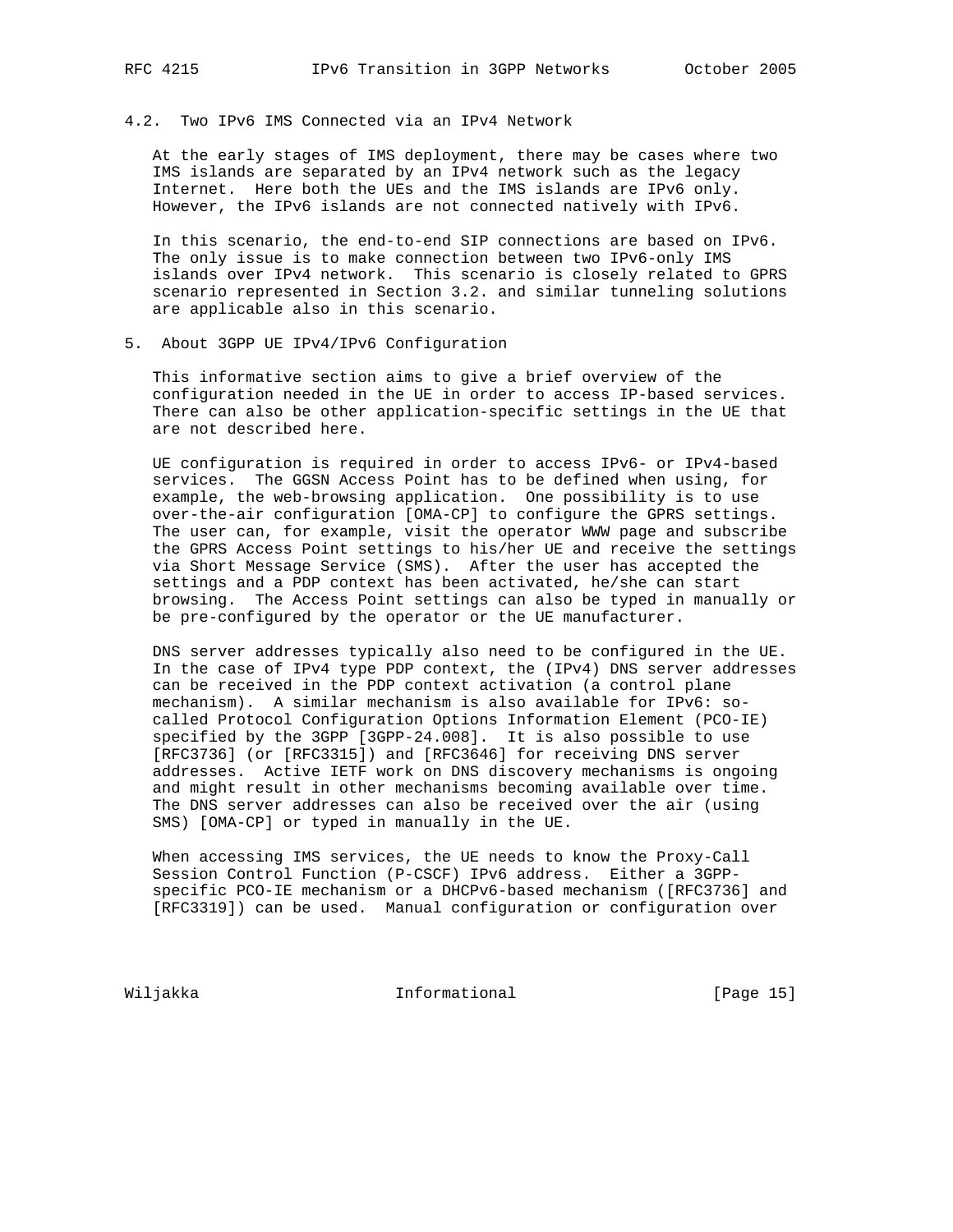## 4.2. Two IPv6 IMS Connected via an IPv4 Network

At the early stages of IMS deployment, there may be cases where two IMS islands are separated by an IPv4 network such as the legacy Internet. Here both the UEs and the IMS islands are IPv6 only. However, the IPv6 islands are not connected natively with IPv6.

In this scenario, the end-to-end SIP connections are based on IPv6. The only issue is to make connection between two IPv6-only IMS islands over IPv4 network. This scenario is closely related to GPRS scenario represented in Section 3.2. and similar tunneling solutions are applicable also in this scenario.

# 5. About 3GPP UE IPv4/IPv6 Configuration

This informative section aims to give a brief overview of the configuration needed in the UE in order to access IP-based services. There can also be other application-specific settings in the UE that are not described here.

UE configuration is required in order to access IPv6- or IPv4-based services. The GGSN Access Point has to be defined when using, for example, the web-browsing application. One possibility is to use over-the-air configuration [OMA-CP] to configure the GPRS settings. The user can, for example, visit the operator WWW page and subscribe the GPRS Access Point settings to his/her UE and receive the settings via Short Message Service (SMS). After the user has accepted the settings and a PDP context has been activated, he/she can start browsing. The Access Point settings can also be typed in manually or be pre-configured by the operator or the UE manufacturer.

DNS server addresses typically also need to be configured in the UE. In the case of IPv4 type PDP context, the (IPv4) DNS server addresses can be received in the PDP context activation (a control plane mechanism). A similar mechanism is also available for IPv6: so-called Protocol Configuration Options Information Element (PCO-IE) specified by the 3GPP [3GPP-24.008]. It is also possible to use [RFC3736] (or [RFC3315]) and [RFC3646] for receiving DNS server addresses. Active IETF work on DNS discovery mechanisms is ongoing and might result in other mechanisms becoming available over time. The DNS server addresses can also be received over the air (using SMS) [OMA-CP] or typed in manually in the UE.

When accessing IMS services, the UE needs to know the Proxy-Call Session Control Function (P-CSCF) IPv6 address. Either a 3GPP-specific PCO-IE mechanism or a DHCPv6-based mechanism ([RFC3736] and [RFC3319]) can be used. Manual configuration or configuration over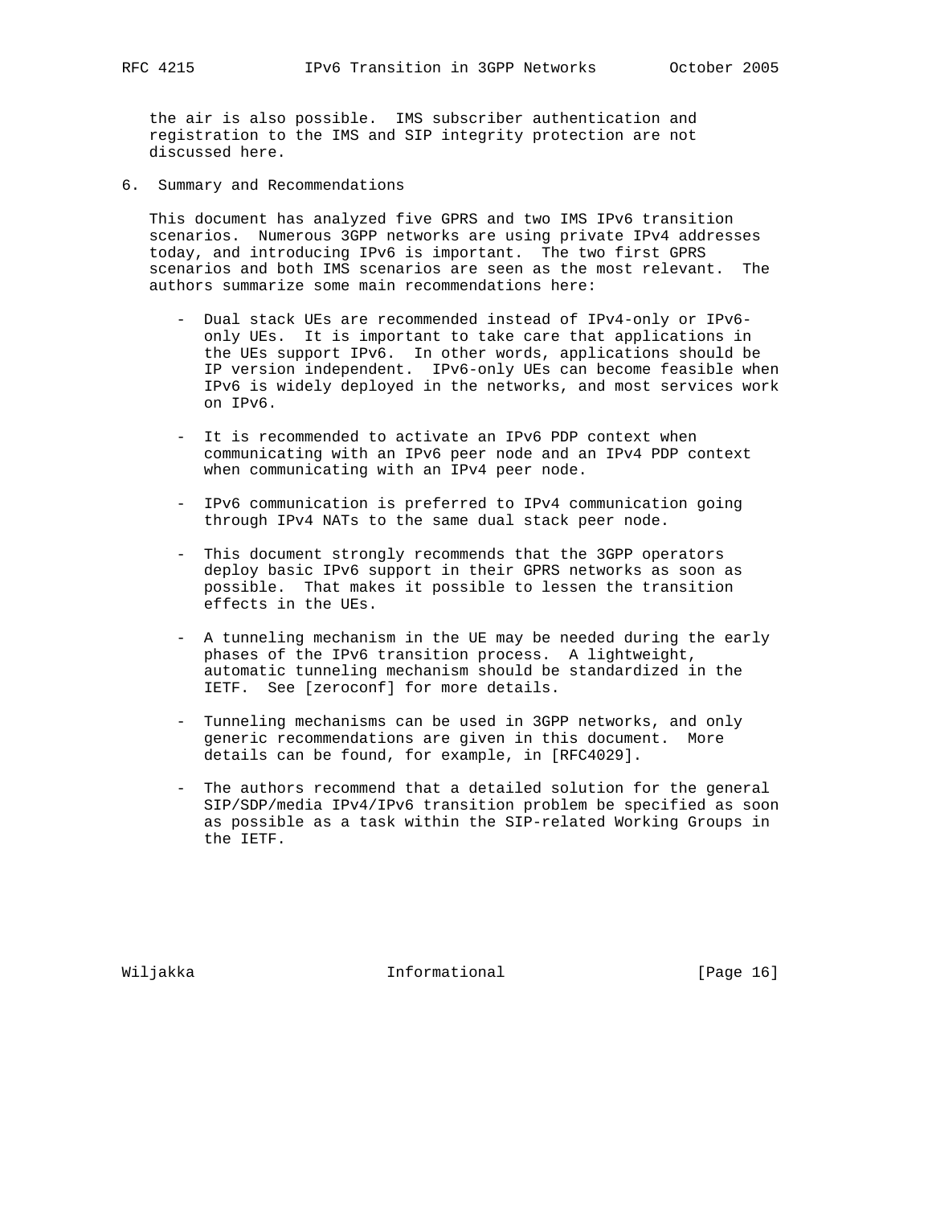the air is also possible. IMS subscriber authentication and registration to the IMS and SIP integrity protection are not discussed here.

## 6. Summary and Recommendations

This document has analyzed five GPRS and two IMS IPv6 transition scenarios. Numerous 3GPP networks are using private IPv4 addresses today, and introducing IPv6 is important. The two first GPRS scenarios and both IMS scenarios are seen as the most relevant. The authors summarize some main recommendations here:

- Dual stack UEs are recommended instead of IPv4-only or IPv6-only UEs. It is important to take care that applications in the UEs support IPv6. In other words, applications should be IP version independent. IPv6-only UEs can become feasible when IPv6 is widely deployed in the networks, and most services work on IPv6.

- It is recommended to activate an IPv6 PDP context when communicating with an IPv6 peer node and an IPv4 PDP context when communicating with an IPv4 peer node.

- IPv6 communication is preferred to IPv4 communication going through IPv4 NATs to the same dual stack peer node.

- This document strongly recommends that the 3GPP operators deploy basic IPv6 support in their GPRS networks as soon as possible. That makes it possible to lessen the transition effects in the UEs.

- A tunneling mechanism in the UE may be needed during the early phases of the IPv6 transition process. A lightweight, automatic tunneling mechanism should be standardized in the IETF. See [zeroconf] for more details.

- Tunneling mechanisms can be used in 3GPP networks, and only generic recommendations are given in this document. More details can be found, for example, in [RFC4029].

- The authors recommend that a detailed solution for the general SIP/SDP/media IPv4/IPv6 transition problem be specified as soon as possible as a task within the SIP-related Working Groups in the IETF.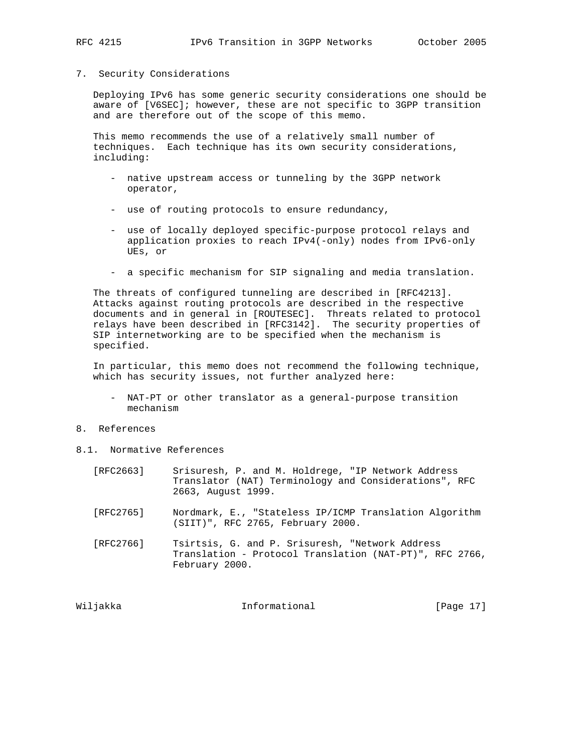## 7. Security Considerations

Deploying IPv6 has some generic security considerations one should be aware of [V6SEC]; however, these are not specific to 3GPP transition and are therefore out of the scope of this memo.

This memo recommends the use of a relatively small number of techniques. Each technique has its own security considerations, including:

- native upstream access or tunneling by the 3GPP network operator,
- use of routing protocols to ensure redundancy,
- use of locally deployed specific-purpose protocol relays and application proxies to reach IPv4(-only) nodes from IPv6-only UEs, or
- a specific mechanism for SIP signaling and media translation.

The threats of configured tunneling are described in [RFC4213]. Attacks against routing protocols are described in the respective documents and in general in [ROUTESEC]. Threats related to protocol relays have been described in [RFC3142]. The security properties of SIP internetworking are to be specified when the mechanism is specified.

In particular, this memo does not recommend the following technique, which has security issues, not further analyzed here:

- NAT-PT or other translator as a general-purpose transition mechanism

## 8. References

### 8.1. Normative References

[RFC2663] Srisuresh, P. and M. Holdrege, "IP Network Address Translator (NAT) Terminology and Considerations", RFC 2663, August 1999.

[RFC2765] Nordmark, E., "Stateless IP/ICMP Translation Algorithm (SIIT)", RFC 2765, February 2000.

[RFC2766] Tsirtsis, G. and P. Srisuresh, "Network Address Translation - Protocol Translation (NAT-PT)", RFC 2766, February 2000.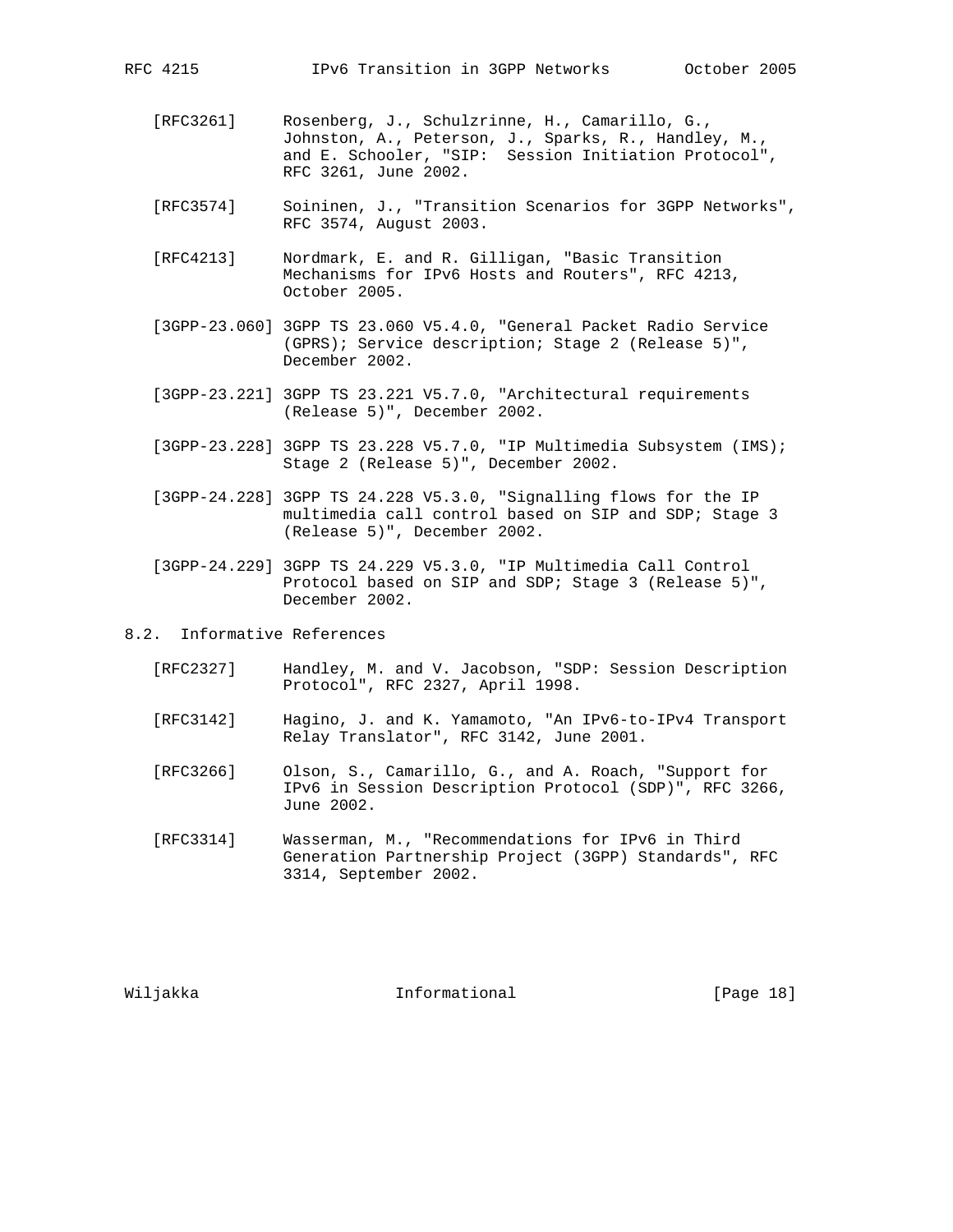[RFC3261] Rosenberg, J., Schulzrinne, H., Camarillo, G., Johnston, A., Peterson, J., Sparks, R., Handley, M., and E. Schooler, "SIP: Session Initiation Protocol", RFC 3261, June 2002.

[RFC3574] Soininen, J., "Transition Scenarios for 3GPP Networks", RFC 3574, August 2003.

[RFC4213] Nordmark, E. and R. Gilligan, "Basic Transition Mechanisms for IPv6 Hosts and Routers", RFC 4213, October 2005.

[3GPP-23.060] 3GPP TS 23.060 V5.4.0, "General Packet Radio Service (GPRS); Service description; Stage 2 (Release 5)", December 2002.

[3GPP-23.221] 3GPP TS 23.221 V5.7.0, "Architectural requirements (Release 5)", December 2002.

[3GPP-23.228] 3GPP TS 23.228 V5.7.0, "IP Multimedia Subsystem (IMS); Stage 2 (Release 5)", December 2002.

[3GPP-24.228] 3GPP TS 24.228 V5.3.0, "Signalling flows for the IP multimedia call control based on SIP and SDP; Stage 3 (Release 5)", December 2002.

[3GPP-24.229] 3GPP TS 24.229 V5.3.0, "IP Multimedia Call Control Protocol based on SIP and SDP; Stage 3 (Release 5)", December 2002.

## 8.2. Informative References

[RFC2327] Handley, M. and V. Jacobson, "SDP: Session Description Protocol", RFC 2327, April 1998.

[RFC3142] Hagino, J. and K. Yamamoto, "An IPv6-to-IPv4 Transport Relay Translator", RFC 3142, June 2001.

[RFC3266] Olson, S., Camarillo, G., and A. Roach, "Support for IPv6 in Session Description Protocol (SDP)", RFC 3266, June 2002.

[RFC3314] Wasserman, M., "Recommendations for IPv6 in Third Generation Partnership Project (3GPP) Standards", RFC 3314, September 2002.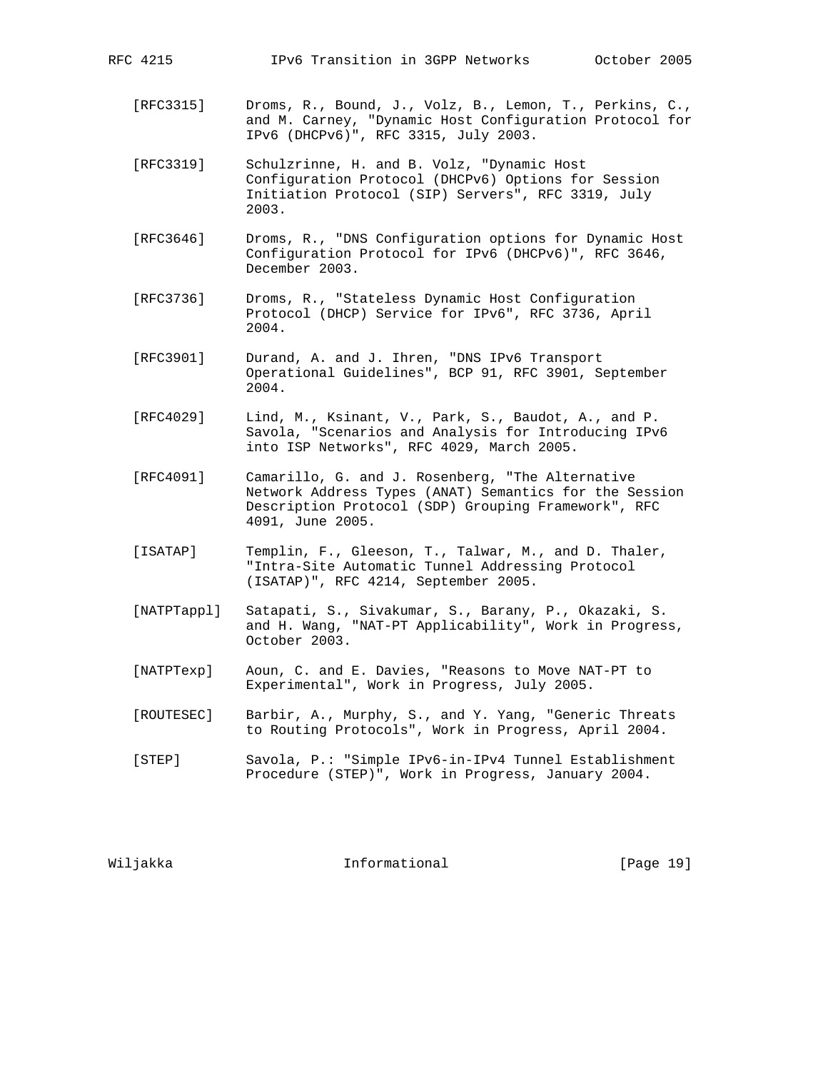[RFC3315] Droms, R., Bound, J., Volz, B., Lemon, T., Perkins, C., and M. Carney, "Dynamic Host Configuration Protocol for IPv6 (DHCPv6)", RFC 3315, July 2003.

[RFC3319] Schulzrinne, H. and B. Volz, "Dynamic Host Configuration Protocol (DHCPv6) Options for Session Initiation Protocol (SIP) Servers", RFC 3319, July 2003.

[RFC3646] Droms, R., "DNS Configuration options for Dynamic Host Configuration Protocol for IPv6 (DHCPv6)", RFC 3646, December 2003.

[RFC3736] Droms, R., "Stateless Dynamic Host Configuration Protocol (DHCP) Service for IPv6", RFC 3736, April 2004.

[RFC3901] Durand, A. and J. Ihren, "DNS IPv6 Transport Operational Guidelines", BCP 91, RFC 3901, September 2004.

[RFC4029] Lind, M., Ksinant, V., Park, S., Baudot, A., and P. Savola, "Scenarios and Analysis for Introducing IPv6 into ISP Networks", RFC 4029, March 2005.

[RFC4091] Camarillo, G. and J. Rosenberg, "The Alternative Network Address Types (ANAT) Semantics for the Session Description Protocol (SDP) Grouping Framework", RFC 4091, June 2005.

[ISATAP] Templin, F., Gleeson, T., Talwar, M., and D. Thaler, "Intra-Site Automatic Tunnel Addressing Protocol (ISATAP)", RFC 4214, September 2005.

[NATPTappl] Satapati, S., Sivakumar, S., Barany, P., Okazaki, S. and H. Wang, "NAT-PT Applicability", Work in Progress, October 2003.

[NATPTexp] Aoun, C. and E. Davies, "Reasons to Move NAT-PT to Experimental", Work in Progress, July 2005.

[ROUTESEC] Barbir, A., Murphy, S., and Y. Yang, "Generic Threats to Routing Protocols", Work in Progress, April 2004.

[STEP] Savola, P.: "Simple IPv6-in-IPv4 Tunnel Establishment Procedure (STEP)", Work in Progress, January 2004.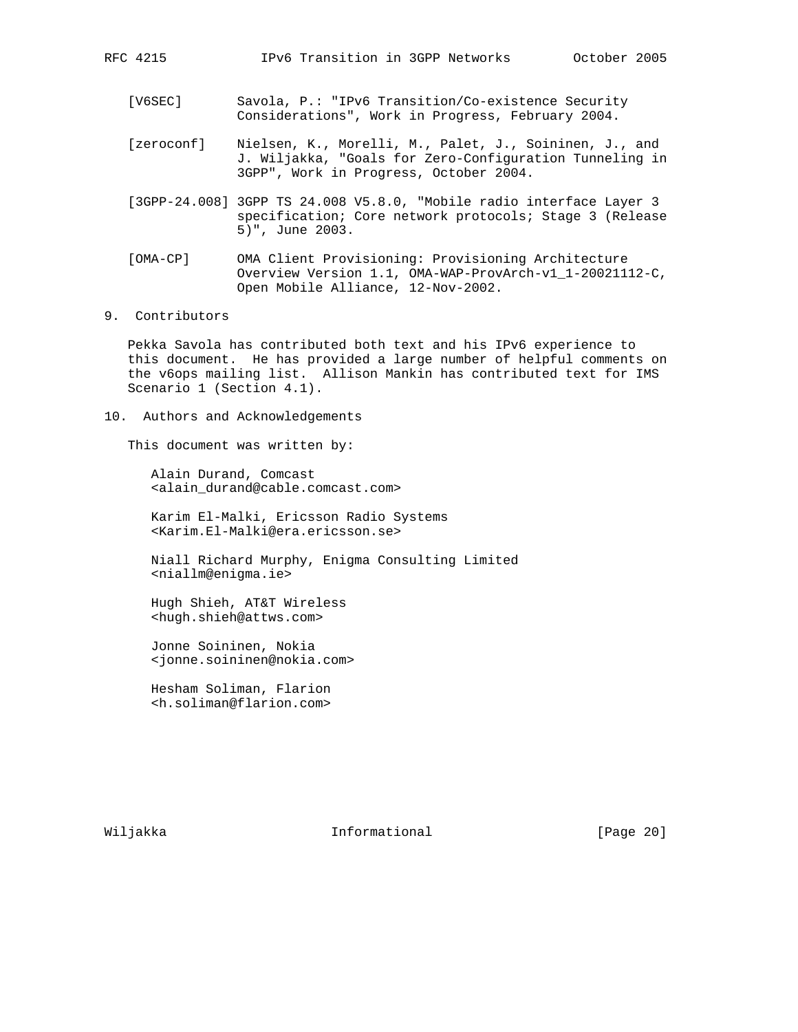[V6SEC] Savola, P.: "IPv6 Transition/Co-existence Security Considerations", Work in Progress, February 2004.

[zeroconf] Nielsen, K., Morelli, M., Palet, J., Soininen, J., and J. Wiljakka, "Goals for Zero-Configuration Tunneling in 3GPP", Work in Progress, October 2004.

[3GPP-24.008] 3GPP TS 24.008 V5.8.0, "Mobile radio interface Layer 3 specification; Core network protocols; Stage 3 (Release 5)", June 2003.

[OMA-CP] OMA Client Provisioning: Provisioning Architecture Overview Version 1.1, OMA-WAP-ProvArch-v1_1-20021112-C, Open Mobile Alliance, 12-Nov-2002.

## 9. Contributors

Pekka Savola has contributed both text and his IPv6 experience to this document. He has provided a large number of helpful comments on the v6ops mailing list. Allison Mankin has contributed text for IMS Scenario 1 (Section 4.1).

## 10. Authors and Acknowledgements

This document was written by:

Alain Durand, Comcast
<alain_durand@cable.comcast.com>

Karim El-Malki, Ericsson Radio Systems
<Karim.El-Malki@era.ericsson.se>

Niall Richard Murphy, Enigma Consulting Limited
<niallm@enigma.ie>

Hugh Shieh, AT&T Wireless
<hugh.shieh@attws.com>

Jonne Soininen, Nokia
<jonne.soininen@nokia.com>

Hesham Soliman, Flarion
<h.soliman@flarion.com>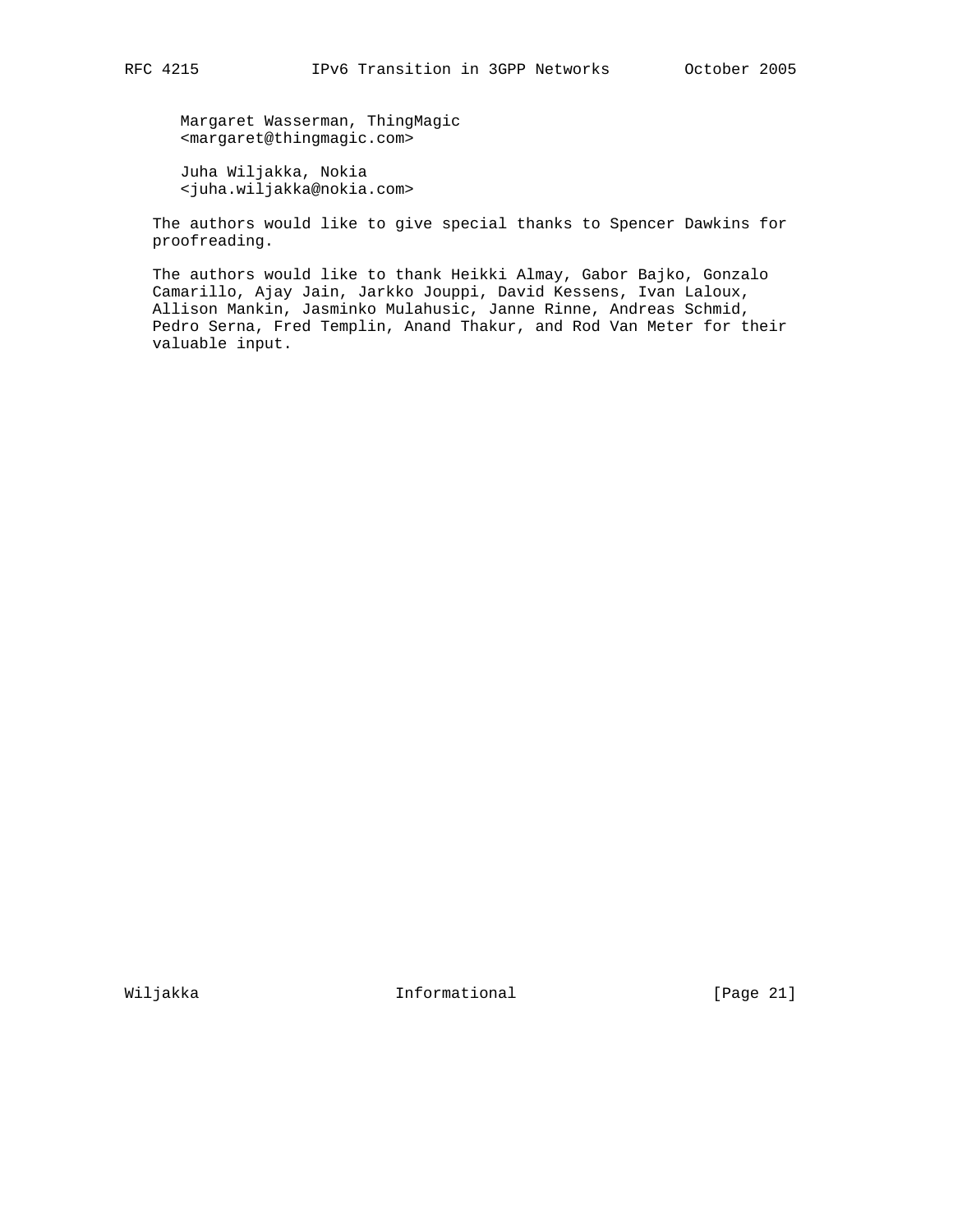Margaret Wasserman, ThingMagic
<margaret@thingmagic.com>

Juha Wiljakka, Nokia
<juha.wiljakka@nokia.com>

The authors would like to give special thanks to Spencer Dawkins for proofreading.

The authors would like to thank Heikki Almay, Gabor Bajko, Gonzalo Camarillo, Ajay Jain, Jarkko Jouppi, David Kessens, Ivan Laloux, Allison Mankin, Jasminko Mulahusic, Janne Rinne, Andreas Schmid, Pedro Serna, Fred Templin, Anand Thakur, and Rod Van Meter for their valuable input.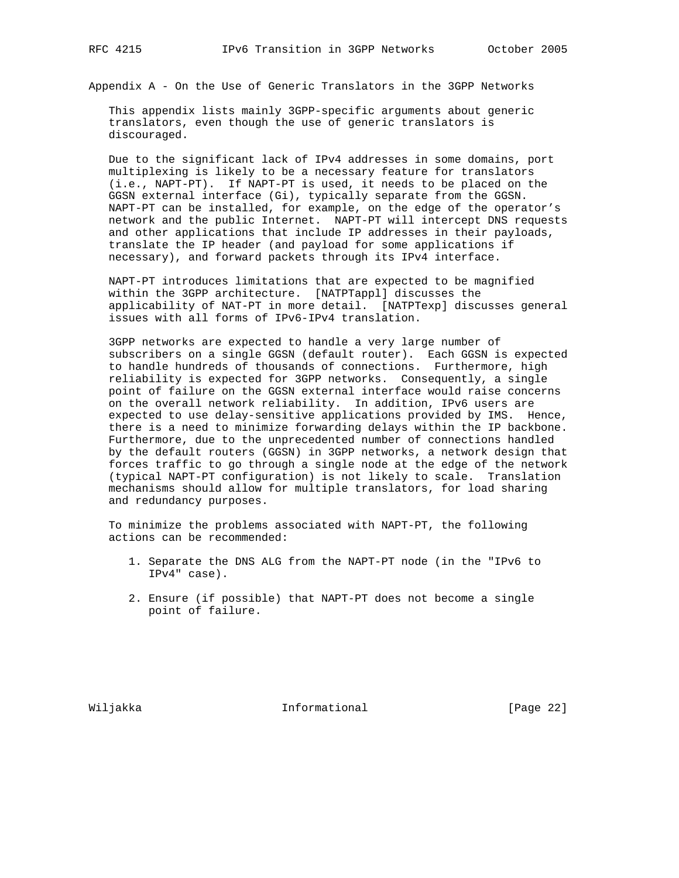## Appendix A - On the Use of Generic Translators in the 3GPP Networks

This appendix lists mainly 3GPP-specific arguments about generic translators, even though the use of generic translators is discouraged.

Due to the significant lack of IPv4 addresses in some domains, port multiplexing is likely to be a necessary feature for translators (i.e., NAPT-PT). If NAPT-PT is used, it needs to be placed on the GGSN external interface (Gi), typically separate from the GGSN. NAPT-PT can be installed, for example, on the edge of the operator's network and the public Internet. NAPT-PT will intercept DNS requests and other applications that include IP addresses in their payloads, translate the IP header (and payload for some applications if necessary), and forward packets through its IPv4 interface.

NAPT-PT introduces limitations that are expected to be magnified within the 3GPP architecture. [NATPTappl] discusses the applicability of NAT-PT in more detail. [NATPTexp] discusses general issues with all forms of IPv6-IPv4 translation.

3GPP networks are expected to handle a very large number of subscribers on a single GGSN (default router). Each GGSN is expected to handle hundreds of thousands of connections. Furthermore, high reliability is expected for 3GPP networks. Consequently, a single point of failure on the GGSN external interface would raise concerns on the overall network reliability. In addition, IPv6 users are expected to use delay-sensitive applications provided by IMS. Hence, there is a need to minimize forwarding delays within the IP backbone. Furthermore, due to the unprecedented number of connections handled by the default routers (GGSN) in 3GPP networks, a network design that forces traffic to go through a single node at the edge of the network (typical NAPT-PT configuration) is not likely to scale. Translation mechanisms should allow for multiple translators, for load sharing and redundancy purposes.

To minimize the problems associated with NAPT-PT, the following actions can be recommended:

1. Separate the DNS ALG from the NAPT-PT node (in the "IPv6 to IPv4" case).

2. Ensure (if possible) that NAPT-PT does not become a single point of failure.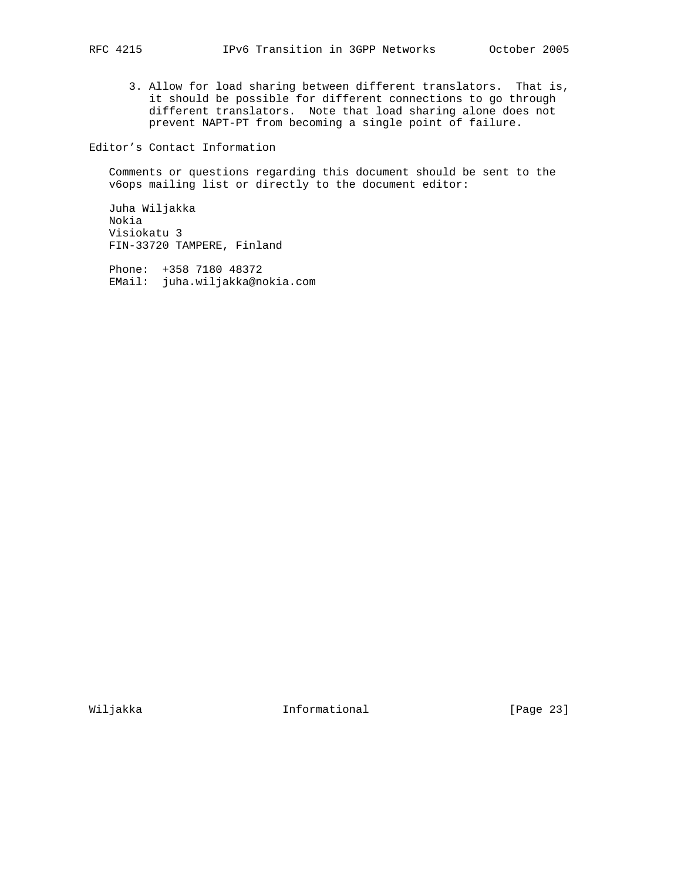3. Allow for load sharing between different translators. That is, it should be possible for different connections to go through different translators. Note that load sharing alone does not prevent NAPT-PT from becoming a single point of failure.

## Editor's Contact Information

Comments or questions regarding this document should be sent to the v6ops mailing list or directly to the document editor:

Juha Wiljakka
Nokia
Visiokatu 3
FIN-33720 TAMPERE, Finland

Phone: +358 7180 48372
EMail: juha.wiljakka@nokia.com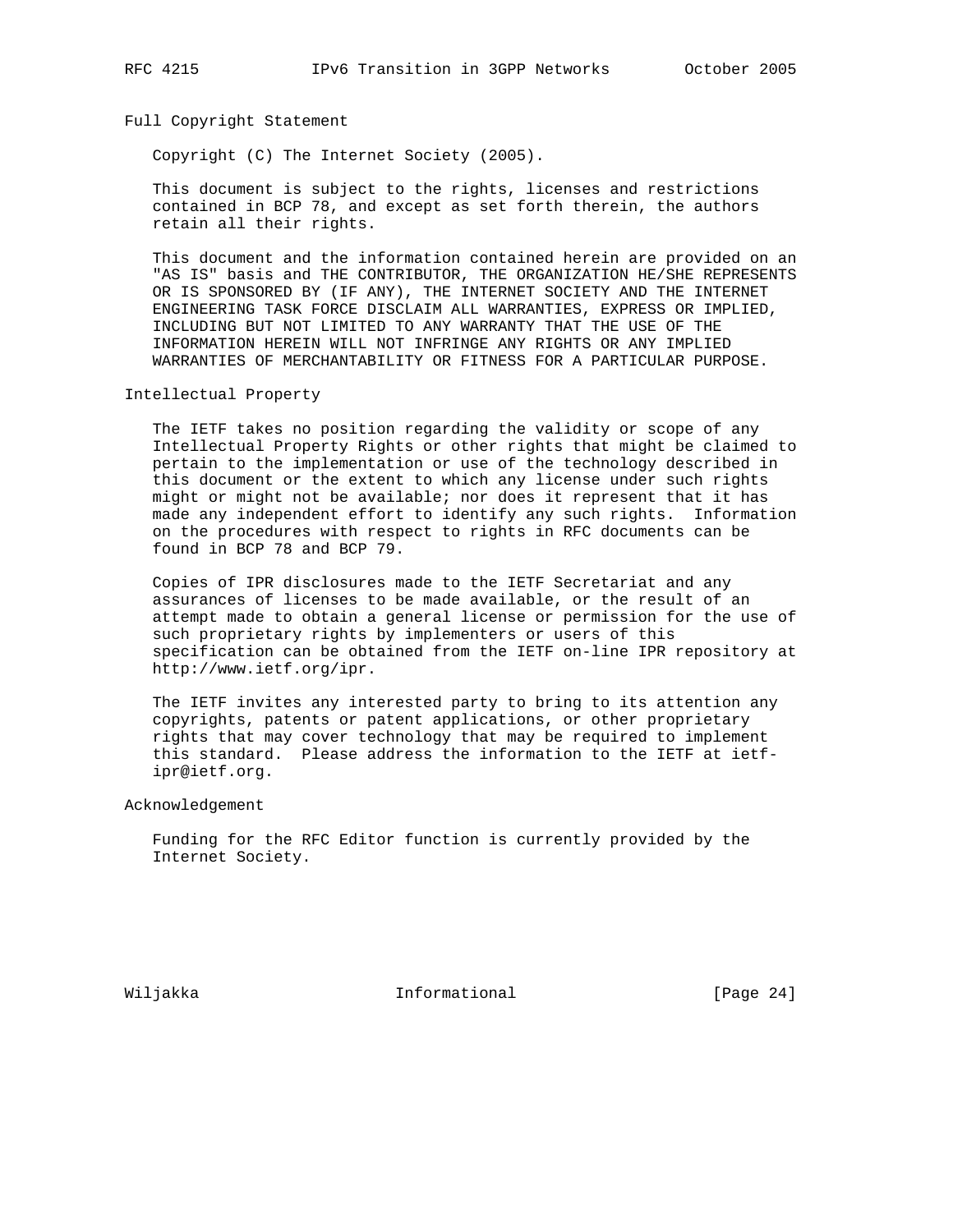## Full Copyright Statement

Copyright (C) The Internet Society (2005).

This document is subject to the rights, licenses and restrictions contained in BCP 78, and except as set forth therein, the authors retain all their rights.

This document and the information contained herein are provided on an "AS IS" basis and THE CONTRIBUTOR, THE ORGANIZATION HE/SHE REPRESENTS OR IS SPONSORED BY (IF ANY), THE INTERNET SOCIETY AND THE INTERNET ENGINEERING TASK FORCE DISCLAIM ALL WARRANTIES, EXPRESS OR IMPLIED, INCLUDING BUT NOT LIMITED TO ANY WARRANTY THAT THE USE OF THE INFORMATION HEREIN WILL NOT INFRINGE ANY RIGHTS OR ANY IMPLIED WARRANTIES OF MERCHANTABILITY OR FITNESS FOR A PARTICULAR PURPOSE.

## Intellectual Property

The IETF takes no position regarding the validity or scope of any Intellectual Property Rights or other rights that might be claimed to pertain to the implementation or use of the technology described in this document or the extent to which any license under such rights might or might not be available; nor does it represent that it has made any independent effort to identify any such rights. Information on the procedures with respect to rights in RFC documents can be found in BCP 78 and BCP 79.

Copies of IPR disclosures made to the IETF Secretariat and any assurances of licenses to be made available, or the result of an attempt made to obtain a general license or permission for the use of such proprietary rights by implementers or users of this specification can be obtained from the IETF on-line IPR repository at http://www.ietf.org/ipr.

The IETF invites any interested party to bring to its attention any copyrights, patents or patent applications, or other proprietary rights that may cover technology that may be required to implement this standard. Please address the information to the IETF at ietf-ipr@ietf.org.

## Acknowledgement

Funding for the RFC Editor function is currently provided by the Internet Society.